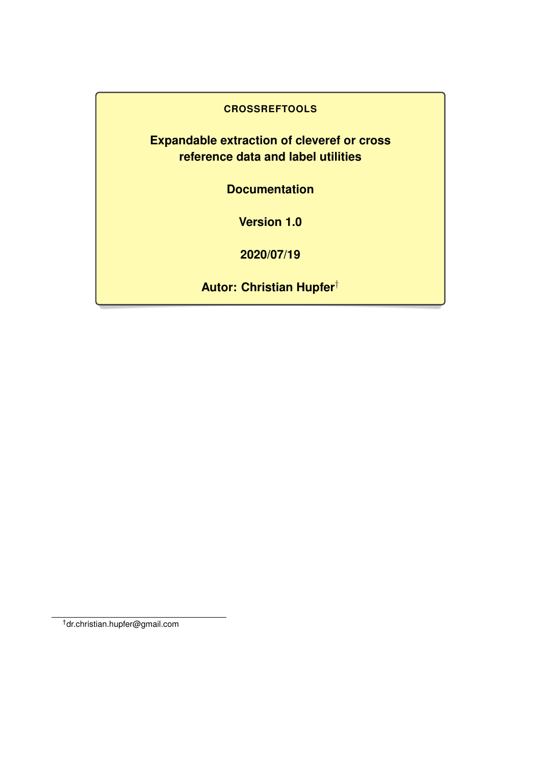**CROSSREFTOOLS**

# Expandable extraction of cleveref or cross reference data and label utilities

**Documentation**

**Version 1.0**

**2020/07/19**

**Autor: Christian Hupfer[†]**

[†] dr.christian.hupfer@gmail.com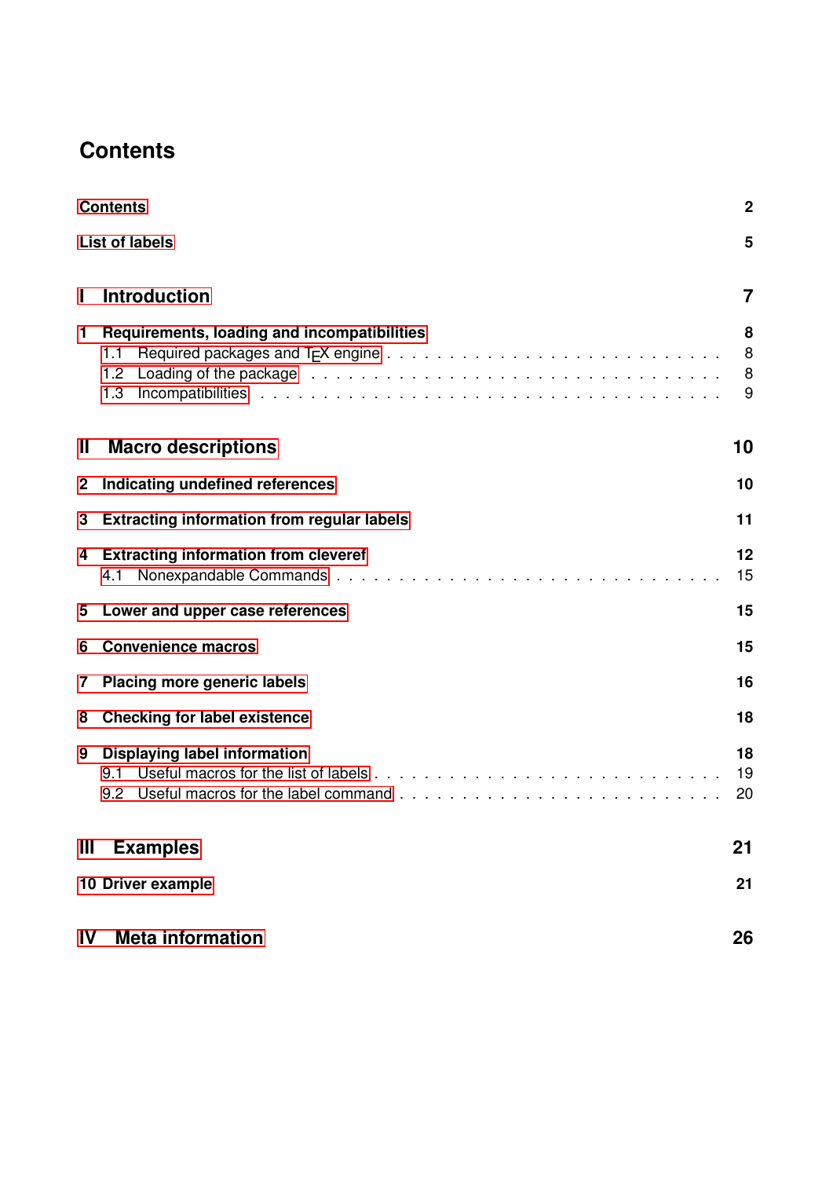# Contents

Contents 2

List of labels 5

**I Introduction** 7

**1 Requirements, loading and incompatibilities** 8

- 1.1 Required packages and TEX engine . . . . . . . . . . . . . . . . . . . . . . . . . . 8
- 1.2 Loading of the package . . . . . . . . . . . . . . . . . . . . . . . . . . . . . . . 8
- 1.3 Incompatibilities . . . . . . . . . . . . . . . . . . . . . . . . . . . . . . . . . . . 9

**II Macro descriptions** 10

**2 Indicating undefined references** 10

**3 Extracting information from regular labels** 11

**4 Extracting information from cleveref** 12

- 4.1 Nonexpandable Commands . . . . . . . . . . . . . . . . . . . . . . . . . . . . . 15

**5 Lower and upper case references** 15

**6 Convenience macros** 15

**7 Placing more generic labels** 16

**8 Checking for label existence** 18

**9 Displaying label information** 18

- 9.1 Useful macros for the list of labels . . . . . . . . . . . . . . . . . . . . . . . . . . 19
- 9.2 Useful macros for the label command . . . . . . . . . . . . . . . . . . . . . . . . 20

**III Examples** 21

**10 Driver example** 21

**IV Meta information** 26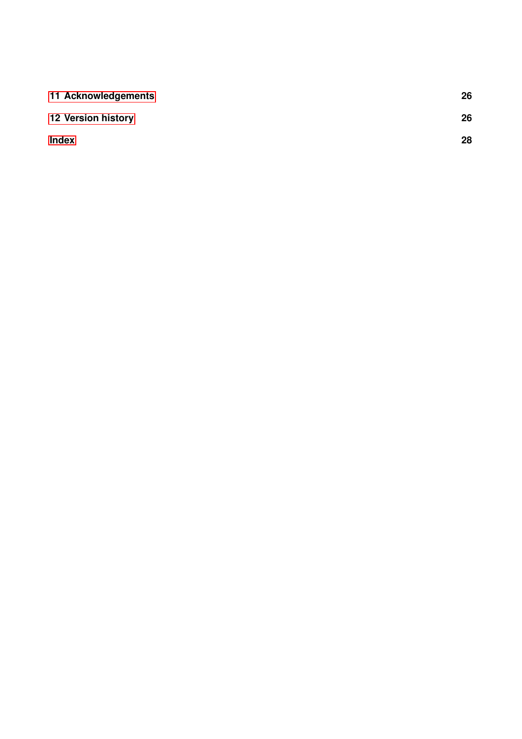**11 Acknowledgements** **26**

**12 Version history** **26**

**Index** **28**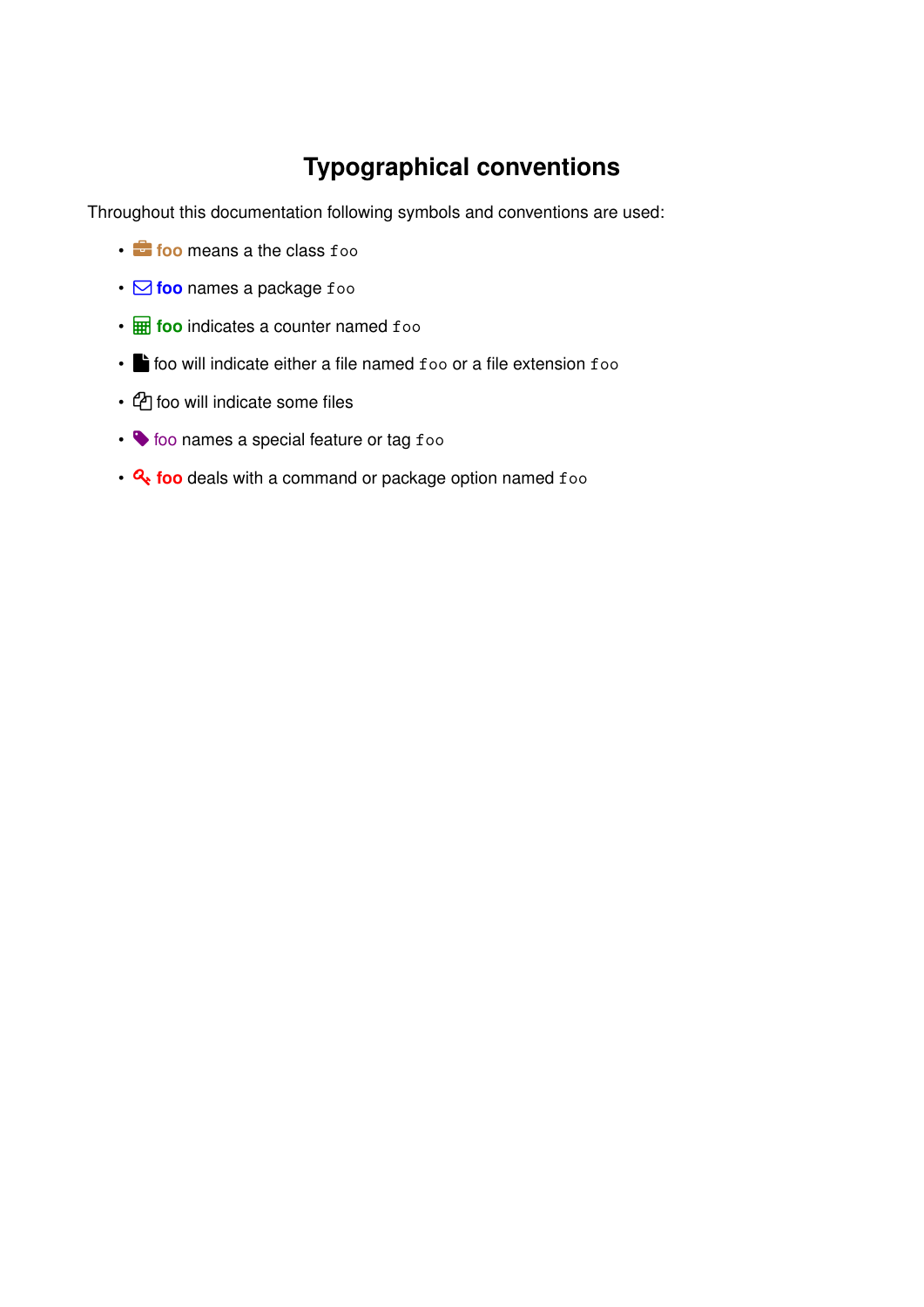# Typographical conventions

Throughout this documentation following symbols and conventions are used:

- **foo** means a the class `foo`
- **foo** names a package `foo`
- **foo** indicates a counter named `foo`
- foo will indicate either a file named `foo` or a file extension `foo`
- foo will indicate some files
- foo names a special feature or tag `foo`
- **foo** deals with a command or package option named `foo`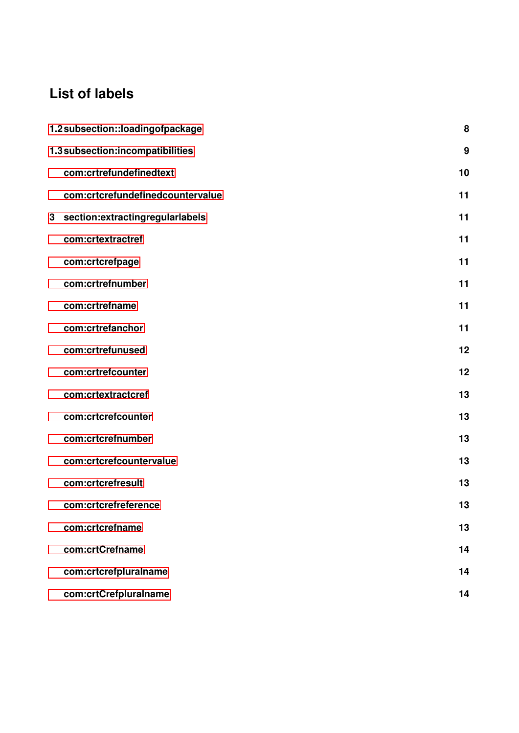# List of labels

| | |
|---|---|
| 1.2 subsection::loadingofpackage | 8 |
| 1.3 subsection:incompatibilities | 9 |
| com:crtrefundefinedtext | 10 |
| com:crtcrefundefinedcountervalue | 11 |
| 3 section:extractingregularlabels | 11 |
| com:crtextractref | 11 |
| com:crtcrefpage | 11 |
| com:crtrefnumber | 11 |
| com:crtrefname | 11 |
| com:crtrefanchor | 11 |
| com:crtrefunused | 12 |
| com:crtrefcounter | 12 |
| com:crtextractcref | 13 |
| com:crtcrefcounter | 13 |
| com:crtcrefnumber | 13 |
| com:crtcrefcountervalue | 13 |
| com:crtcrefresult | 13 |
| com:crtcrefreference | 13 |
| com:crtcrefname | 13 |
| com:crtCrefname | 14 |
| com:crtcrefpluralname | 14 |
| com:crtCrefpluralname | 14 |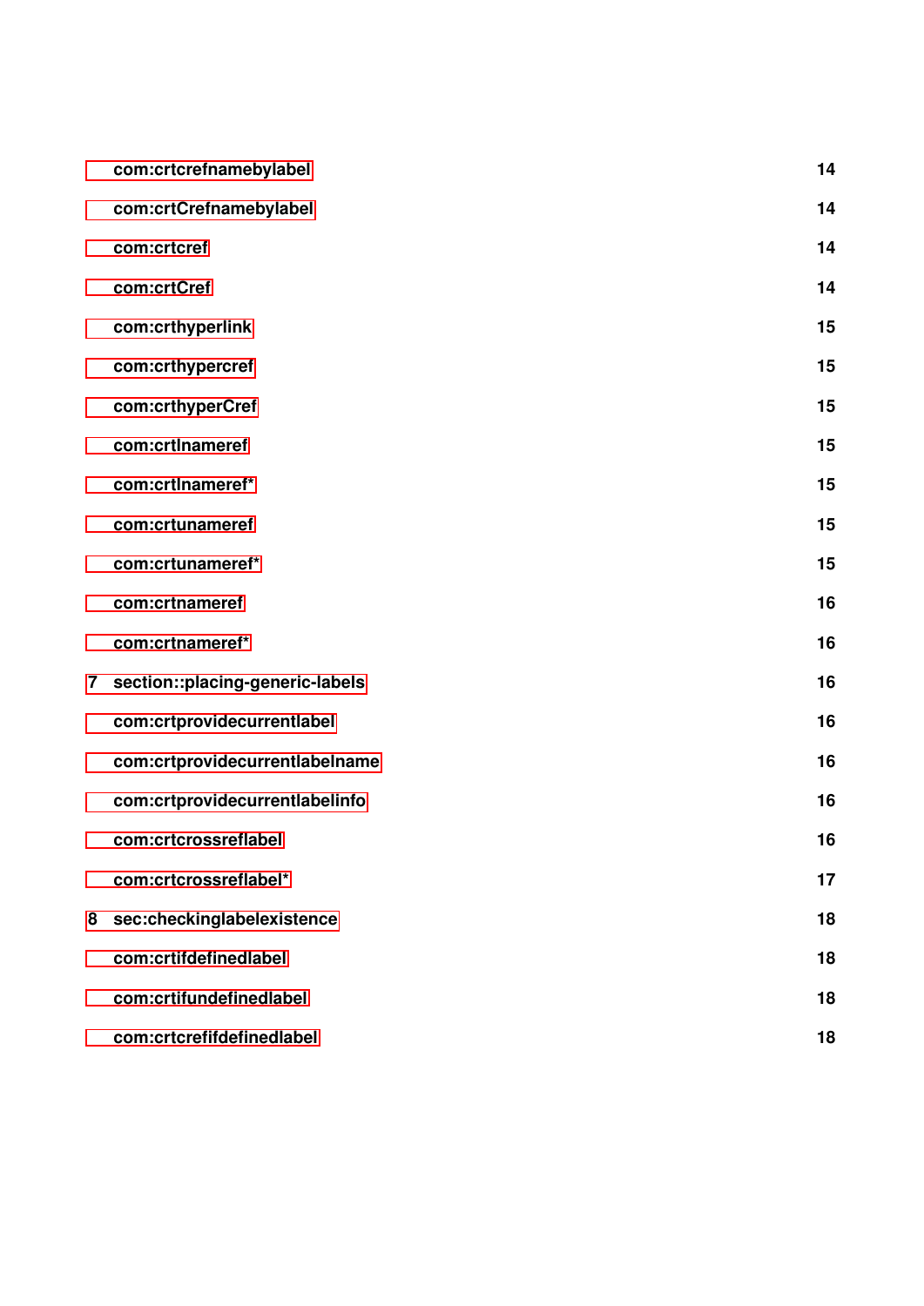| | | |
|---|---|---|
| | com:crtcrefnamebylabel | 14 |
| | com:crtCrefnamebylabel | 14 |
| | com:crtcref | 14 |
| | com:crtCref | 14 |
| | com:crthyperlink | 15 |
| | com:crthypercref | 15 |
| | com:crthyperCref | 15 |
| | com:crtlnameref | 15 |
| | com:crtlnameref* | 15 |
| | com:crtunameref | 15 |
| | com:crtunameref* | 15 |
| | com:crtnameref | 16 |
| | com:crtnameref* | 16 |
| 7 | section::placing-generic-labels | 16 |
| | com:crtprovidecurrentlabel | 16 |
| | com:crtprovidecurrentlabelname | 16 |
| | com:crtprovidecurrentlabelinfo | 16 |
| | com:crtcrossreflabel | 16 |
| | com:crtcrossreflabel* | 17 |
| 8 | sec:checkinglabelexistence | 18 |
| | com:crtifdefinedlabel | 18 |
| | com:crtifundefinedlabel | 18 |
| | com:crtcrefifdefinedlabel | 18 |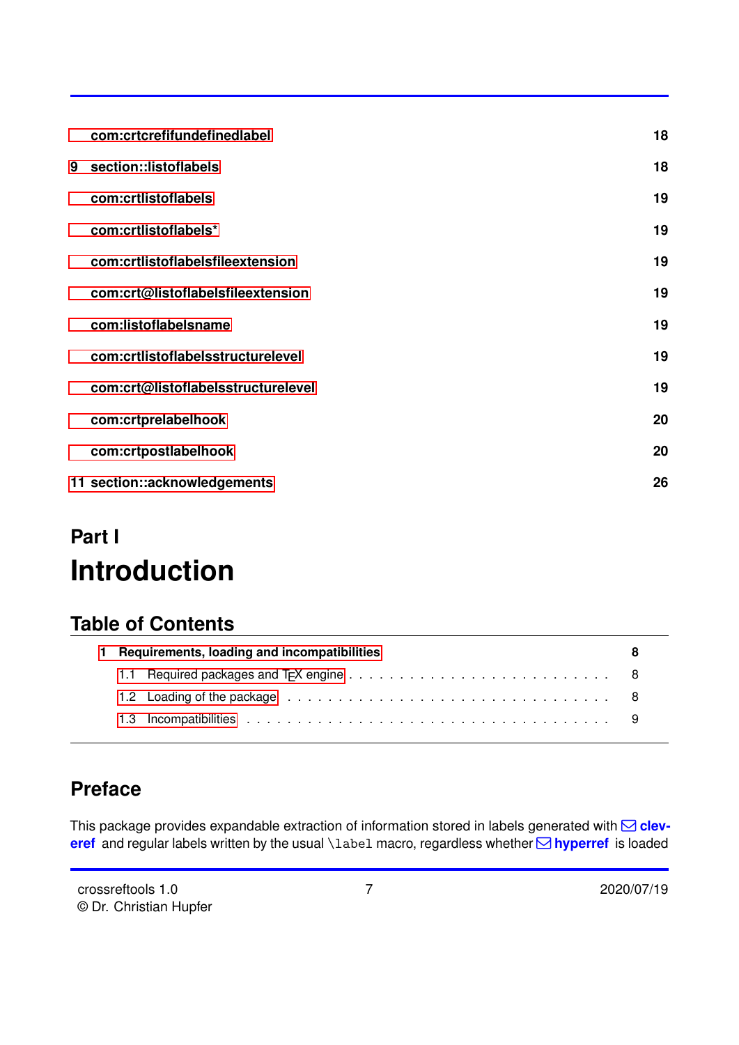com:crtcrefifundefinedlabel 18

9 section::listoflabels 18

com:crtlistoflabels 19

com:crtlistoflabels* 19

com:crtlistoflabelsfileextension 19

com:crt@listoflabelsfileextension 19

com:listoflabelsname 19

com:crtlistoflabelsstructurelevel 19

com:crt@listoflabelsstructurelevel 19

com:crtprelabelhook 20

com:crtpostlabelhook 20

11 section::acknowledgements 26

# Part I

# Introduction

## Table of Contents

**1 Requirements, loading and incompatibilities** **8**

1.1 Required packages and TEX engine . . . . . . . . . . . . . . . . . . . . . . . . . 8

1.2 Loading of the package . . . . . . . . . . . . . . . . . . . . . . . . . . . . . . 8

1.3 Incompatibilities . . . . . . . . . . . . . . . . . . . . . . . . . . . . . . . . . 9

## Preface

This package provides expandable extraction of information stored in labels generated with **cleveref** and regular labels written by the usual `\label` macro, regardless whether **hyperref** is loaded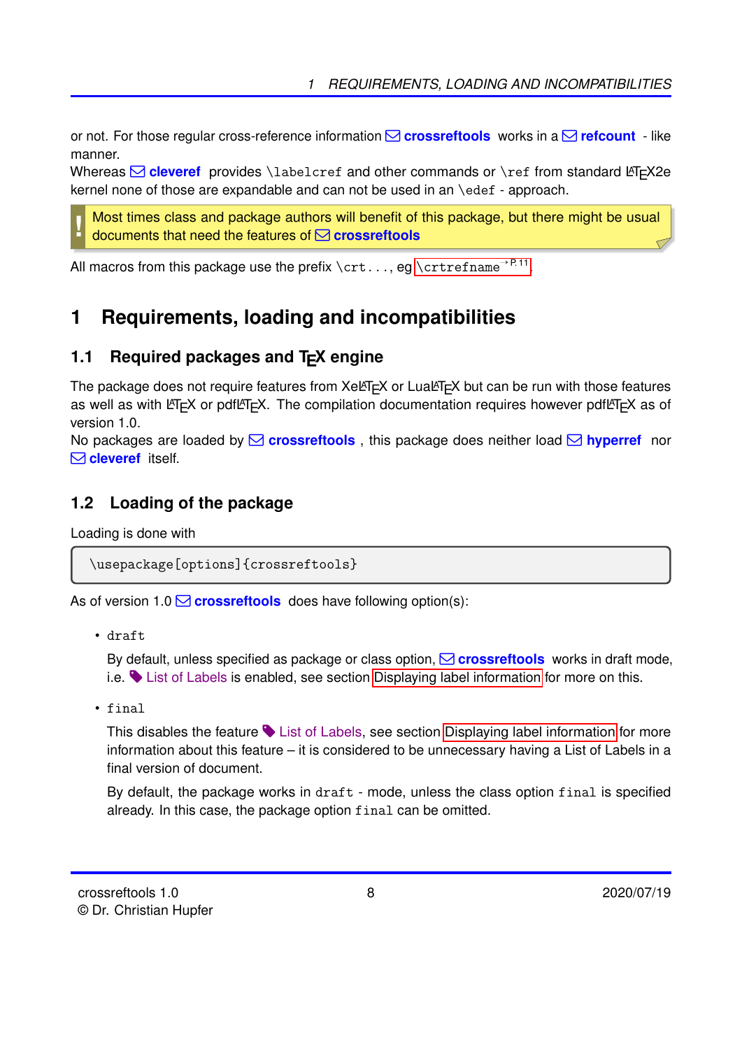or not. For those regular cross-reference information **crossreftools** works in a **refcount** - like manner.
Whereas **cleveref** provides `\labelcref` and other commands or `\ref` from standard LaTeX2e kernel none of those are expandable and can not be used in an `\edef` - approach.

> **!** Most times class and package authors will benefit of this package, but there might be usual documents that need the features of **crossreftools**

All macros from this package use the prefix `\crt...`, eg `\crtrefname` → P. 11.

# 1 Requirements, loading and incompatibilities

## 1.1 Required packages and TeX engine

The package does not require features from XeLaTeX or LuaLaTeX but can be run with those features as well as with LaTeX or pdfLaTeX. The compilation documentation requires however pdfLaTeX as of version 1.0.
No packages are loaded by **crossreftools**, this package does neither load **hyperref** nor **cleveref** itself.

## 1.2 Loading of the package

Loading is done with

```
\usepackage[options]{crossreftools}
```

As of version 1.0 **crossreftools** does have following option(s):

- `draft`

  By default, unless specified as package or class option, **crossreftools** works in draft mode, i.e. List of Labels is enabled, see section Displaying label information for more on this.

- `final`

  This disables the feature List of Labels, see section Displaying label information for more information about this feature – it is considered to be unnecessary having a List of Labels in a final version of document.

  By default, the package works in `draft` - mode, unless the class option `final` is specified already. In this case, the package option `final` can be omitted.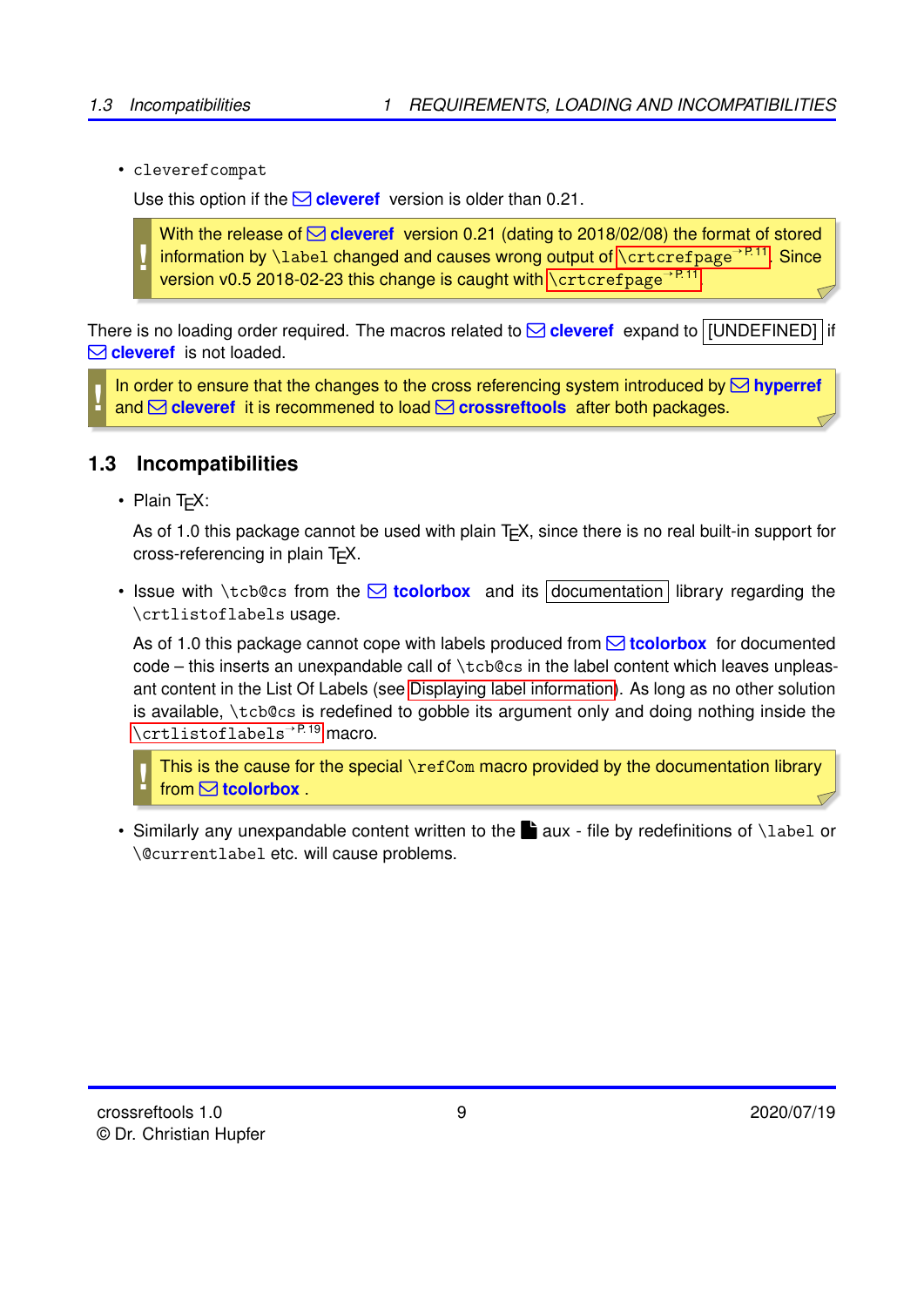- `cleverefcompat`

  Use this option if the cleveref version is older than 0.21.

  > **!** With the release of cleveref version 0.21 (dating to 2018/02/08) the format of stored information by `\label` changed and causes wrong output of `\crtcrefpage` →P. 11. Since version v0.5 2018-02-23 this change is caught with `\crtcrefpage` →P. 11.

There is no loading order required. The macros related to cleveref expand to [UNDEFINED] if cleveref is not loaded.

> **!** In order to ensure that the changes to the cross referencing system introduced by hyperref and cleveref it is recommened to load crossreftools after both packages.

## 1.3 Incompatibilities

- Plain TEX:

  As of 1.0 this package cannot be used with plain TEX, since there is no real built-in support for cross-referencing in plain TEX.

- Issue with `\tcb@cs` from the tcolorbox and its documentation library regarding the `\crtlistoflabels` usage.

  As of 1.0 this package cannot cope with labels produced from tcolorbox for documented code – this inserts an unexpandable call of `\tcb@cs` in the label content which leaves unpleasant content in the List Of Labels (see Displaying label information). As long as no other solution is available, `\tcb@cs` is redefined to gobble its argument only and doing nothing inside the `\crtlistoflabels` →P. 19 macro.

  > **!** This is the cause for the special `\refCom` macro provided by the documentation library from tcolorbox .

- Similarly any unexpandable content written to the aux - file by redefinitions of `\label` or `\@currentlabel` etc. will cause problems.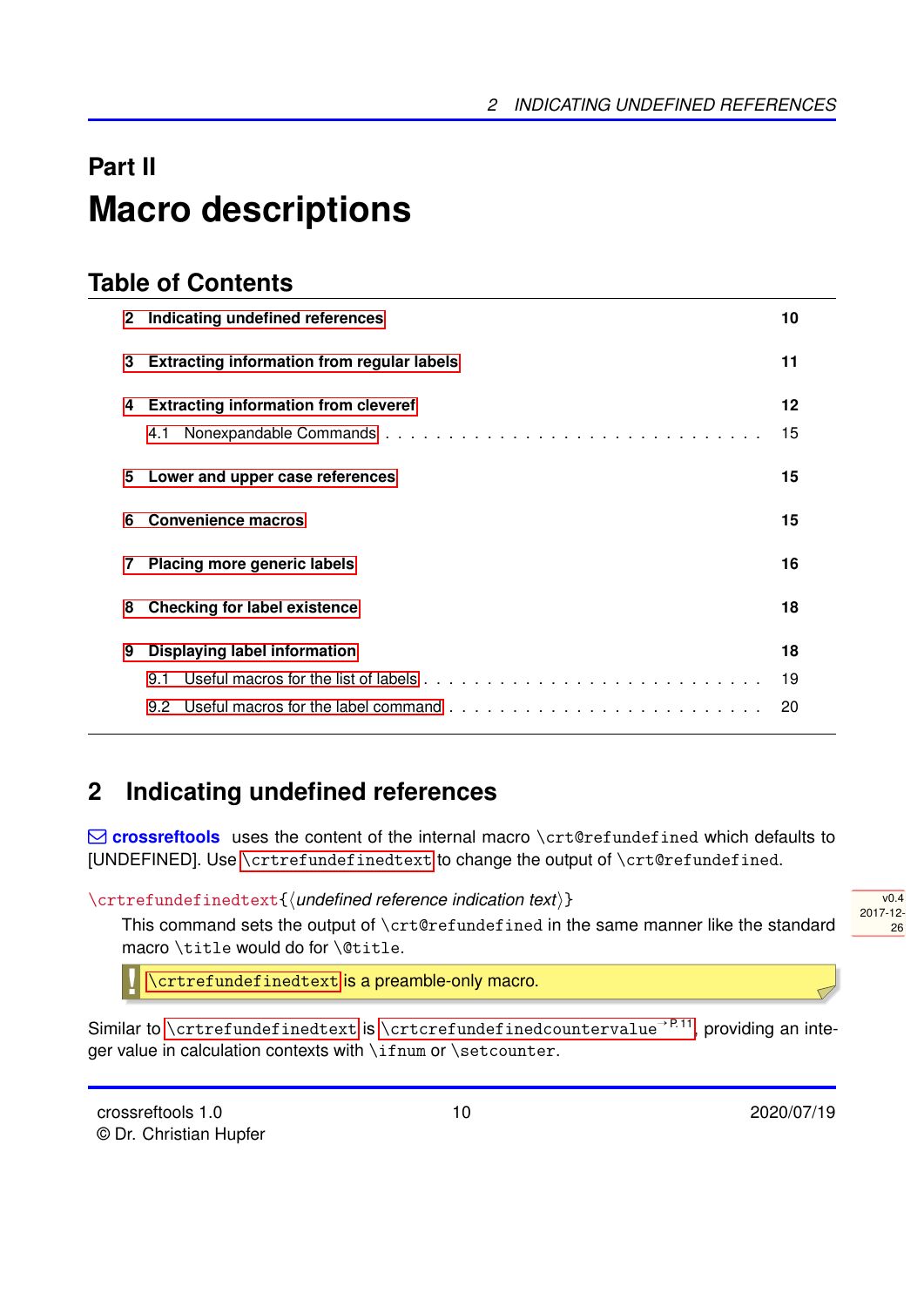# Part II

# Macro descriptions

## Table of Contents

| | |
|---|---|
| **2 Indicating undefined references** | **10** |
| **3 Extracting information from regular labels** | **11** |
| **4 Extracting information from cleveref** | **12** |
| 4.1 Nonexpandable Commands | 15 |
| **5 Lower and upper case references** | **15** |
| **6 Convenience macros** | **15** |
| **7 Placing more generic labels** | **16** |
| **8 Checking for label existence** | **18** |
| **9 Displaying label information** | **18** |
| 9.1 Useful macros for the list of labels | 19 |
| 9.2 Useful macros for the label command | 20 |

## 2 Indicating undefined references

**crossreftools** uses the content of the internal macro `\crt@refundefined` which defaults to [UNDEFINED]. Use `\crtrefundefinedtext` to change the output of `\crt@refundefined`.

`\crtrefundefinedtext{⟨undefined reference indication text⟩}`

v0.4 2017-12-26

This command sets the output of `\crt@refundefined` in the same manner like the standard macro `\title` would do for `\@title`.

> ! `\crtrefundefinedtext` is a preamble-only macro.

Similar to `\crtrefundefinedtext` is `\crtcrefundefinedcountervalue` →P.11, providing an integer value in calculation contexts with `\ifnum` or `\setcounter`.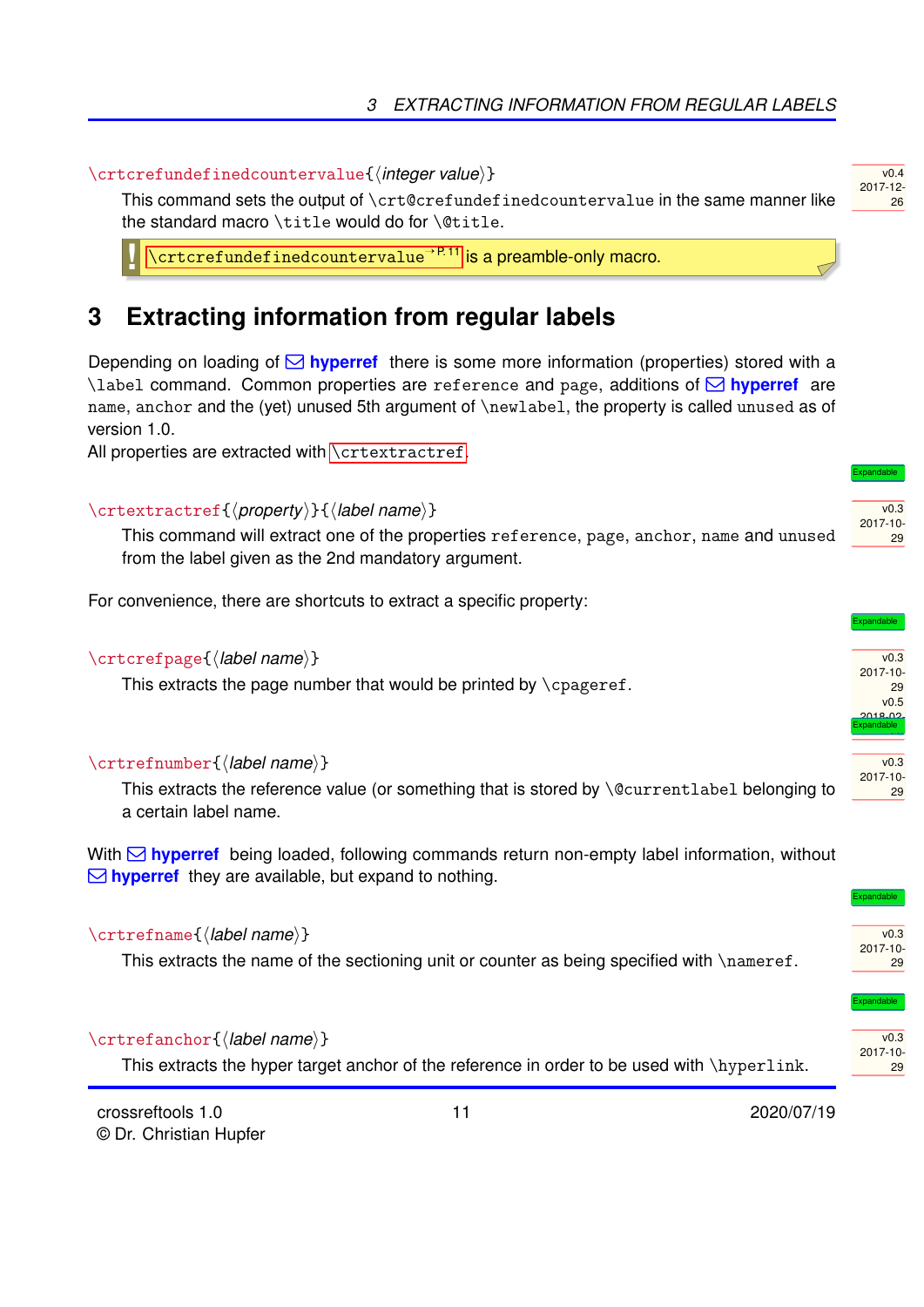`\crtcrefundefinedcountervalue{⟨integer value⟩}`

v0.4 2017-12-26

This command sets the output of `\crt@crefundefinedcountervalue` in the same manner like the standard macro `\title` would do for `\@title`.

> ! `\crtcrefundefinedcountervalue` → P. 11 is a preamble-only macro.

# 3 Extracting information from regular labels

Depending on loading of ✉ **hyperref** there is some more information (properties) stored with a `\label` command. Common properties are `reference` and `page`, additions of ✉ **hyperref** are `name`, `anchor` and the (yet) unused 5th argument of `\newlabel`, the property is called `unused` as of version 1.0.

All properties are extracted with `\crtextractref`.

`\crtextractref{⟨property⟩}{⟨label name⟩}`

Expandable — v0.3 2017-10-29

This command will extract one of the properties `reference`, `page`, `anchor`, `name` and `unused` from the label given as the 2nd mandatory argument.

For convenience, there are shortcuts to extract a specific property:

`\crtcrefpage{⟨label name⟩}`

Expandable — v0.3 2017-10-29, v0.5 2018-02-…

This extracts the page number that would be printed by `\cpageref`.

`\crtrefnumber{⟨label name⟩}`

Expandable — v0.3 2017-10-29

This extracts the reference value (or something that is stored by `\@currentlabel` belonging to a certain label name.

With ✉ **hyperref** being loaded, following commands return non-empty label information, without ✉ **hyperref** they are available, but expand to nothing.

`\crtrefname{⟨label name⟩}`

Expandable — v0.3 2017-10-29

This extracts the name of the sectioning unit or counter as being specified with `\nameref`.

`\crtrefanchor{⟨label name⟩}`

Expandable — v0.3 2017-10-29

This extracts the hyper target anchor of the reference in order to be used with `\hyperlink`.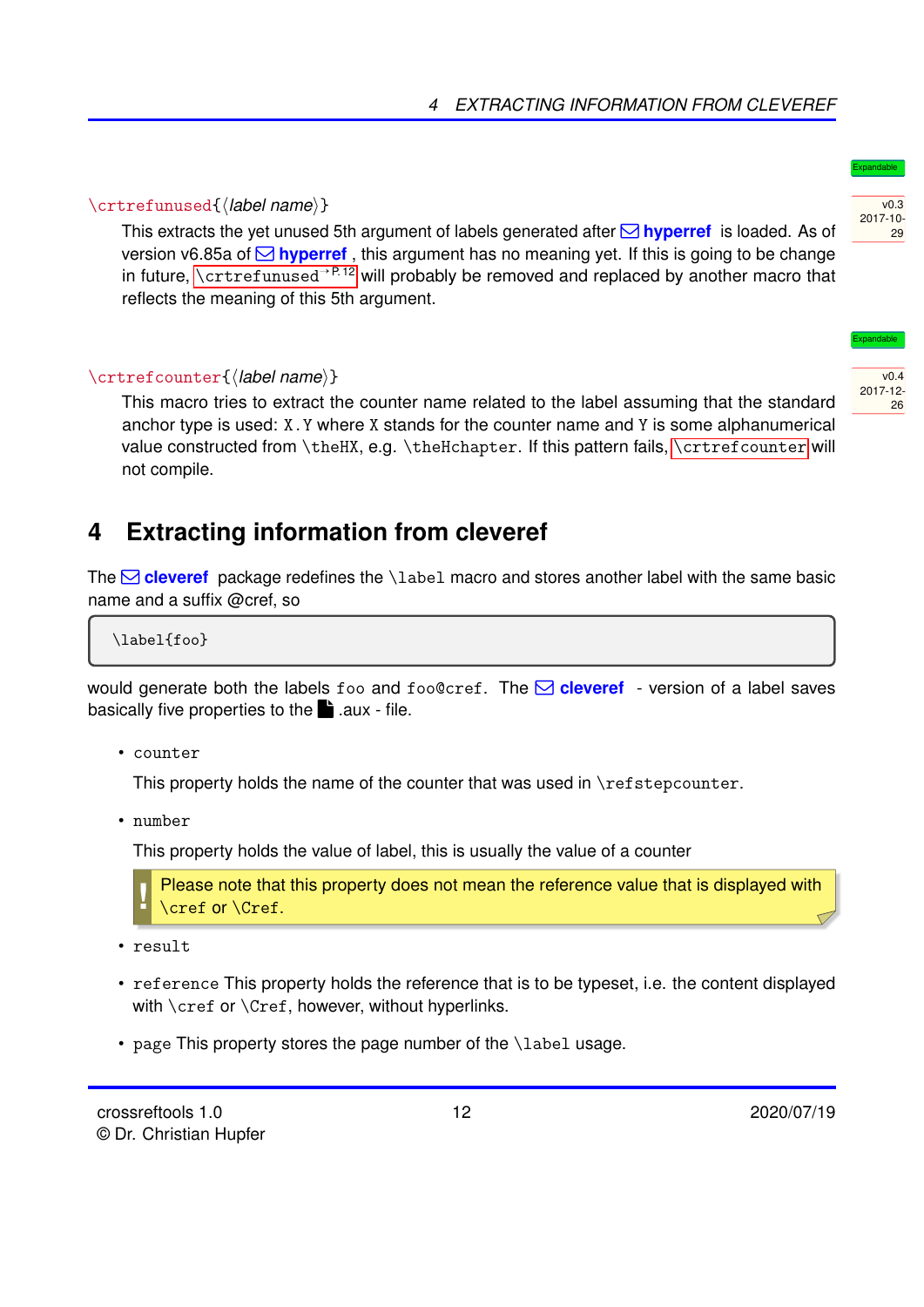`\crtrefunused{⟨label name⟩}`

Expandable

v0.3 2017-10-29

This extracts the yet unused 5th argument of labels generated after hyperref is loaded. As of version v6.85a of hyperref, this argument has no meaning yet. If this is going to be change in future, `\crtrefunused` →P. 12 will probably be removed and replaced by another macro that reflects the meaning of this 5th argument.

`\crtrefcounter{⟨label name⟩}`

Expandable

v0.4 2017-12-26

This macro tries to extract the counter name related to the label assuming that the standard anchor type is used: `X.Y` where `X` stands for the counter name and `Y` is some alphanumerical value constructed from `\theHX`, e.g. `\theHchapter`. If this pattern fails, `\crtrefcounter` will not compile.

# 4 Extracting information from cleveref

The cleveref package redefines the `\label` macro and stores another label with the same basic name and a suffix @cref, so

```
\label{foo}
```

would generate both the labels `foo` and `foo@cref`. The cleveref - version of a label saves basically five properties to the .aux - file.

- `counter`

  This property holds the name of the counter that was used in `\refstepcounter`.

- `number`

  This property holds the value of label, this is usually the value of a counter

  > **!** Please note that this property does not mean the reference value that is displayed with `\cref` or `\Cref`.

- `result`

- `reference` This property holds the reference that is to be typeset, i.e. the content displayed with `\cref` or `\Cref`, however, without hyperlinks.

- `page` This property stores the page number of the `\label` usage.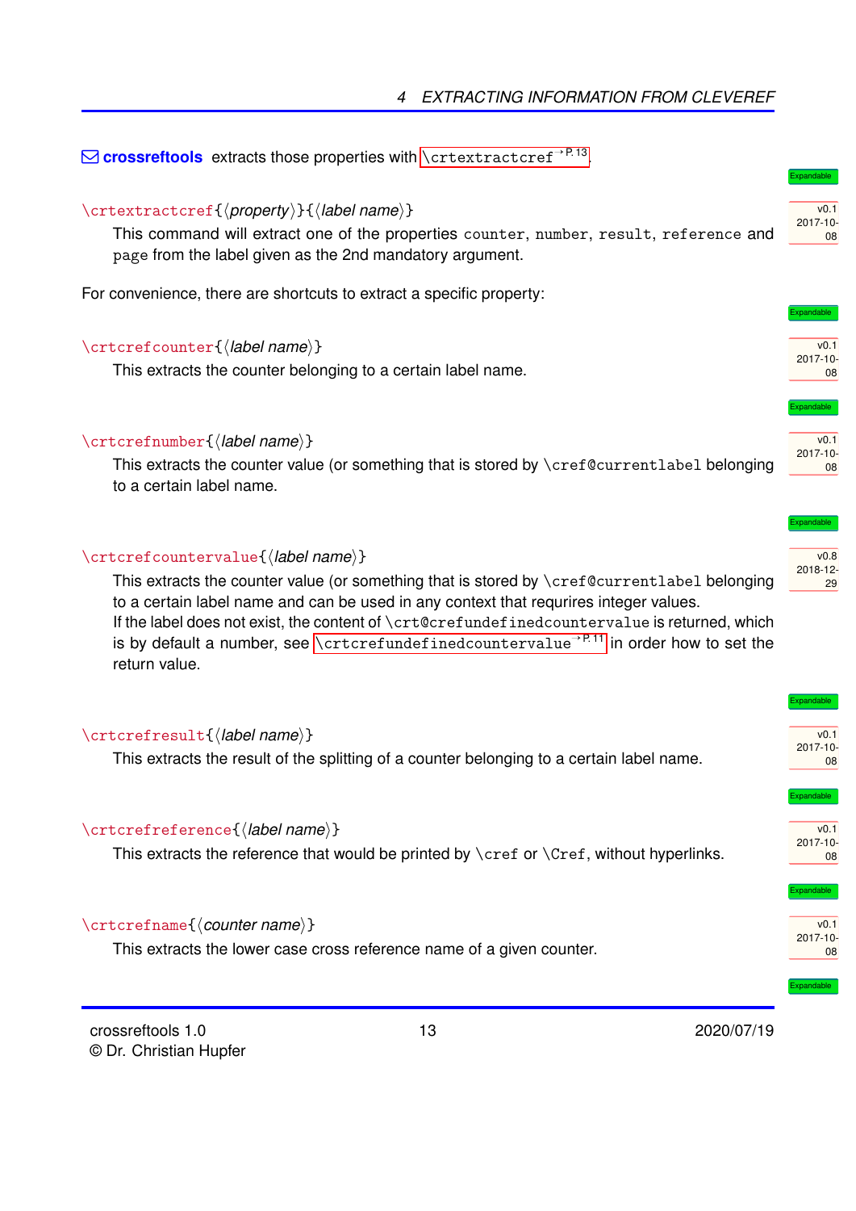✉ **crossreftools** extracts those properties with `\crtextractcref` →P. 13.

`\crtextractcref{⟨property⟩}{⟨label name⟩}`

Expandable — v0.1 2017-10-08

This command will extract one of the properties `counter`, `number`, `result`, `reference` and `page` from the label given as the 2nd mandatory argument.

For convenience, there are shortcuts to extract a specific property:

`\crtcrefcounter{⟨label name⟩}`

Expandable — v0.1 2017-10-08

This extracts the counter belonging to a certain label name.

`\crtcrefnumber{⟨label name⟩}`

Expandable — v0.1 2017-10-08

This extracts the counter value (or something that is stored by `\cref@currentlabel` belonging to a certain label name.

`\crtcrefcountervalue{⟨label name⟩}`

Expandable — v0.8 2018-12-29

This extracts the counter value (or something that is stored by `\cref@currentlabel` belonging to a certain label name and can be used in any context that requrires integer values.
If the label does not exist, the content of `\crt@crefundefinedcountervalue` is returned, which is by default a number, see `\crtcrefundefinedcountervalue` →P. 11 in order how to set the return value.

`\crtcrefresult{⟨label name⟩}`

Expandable — v0.1 2017-10-08

This extracts the result of the splitting of a counter belonging to a certain label name.

`\crtcrefreference{⟨label name⟩}`

Expandable — v0.1 2017-10-08

This extracts the reference that would be printed by `\cref` or `\Cref`, without hyperlinks.

`\crtcrefname{⟨counter name⟩}`

Expandable — v0.1 2017-10-08

This extracts the lower case cross reference name of a given counter.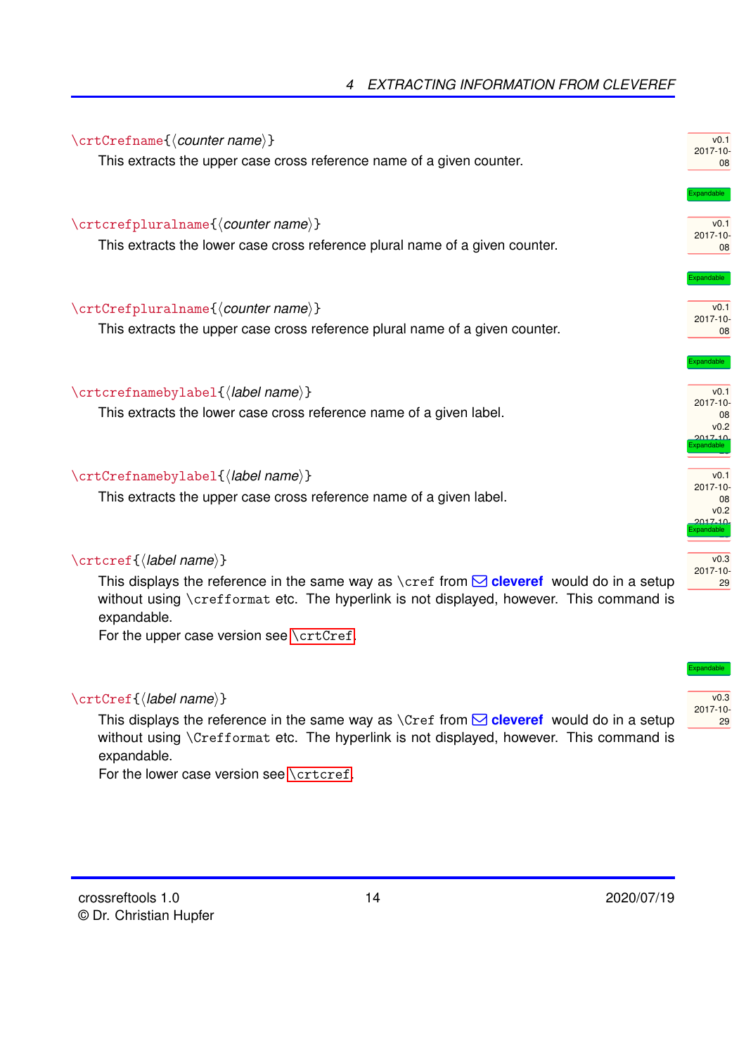`\crtCrefname{⟨counter name⟩}`

This extracts the upper case cross reference name of a given counter.

v0.1 2017-10-08

Expandable

`\crtcrefpluralname{⟨counter name⟩}`

This extracts the lower case cross reference plural name of a given counter.

v0.1 2017-10-08

Expandable

`\crtCrefpluralname{⟨counter name⟩}`

This extracts the upper case cross reference plural name of a given counter.

v0.1 2017-10-08

Expandable

`\crtcrefnamebylabel{⟨label name⟩}`

This extracts the lower case cross reference name of a given label.

v0.1 2017-10-08 v0.2 2017-10-

Expandable

`\crtCrefnamebylabel{⟨label name⟩}`

This extracts the upper case cross reference name of a given label.

v0.1 2017-10-08 v0.2 2017-10-

Expandable

`\crtcref{⟨label name⟩}`

This displays the reference in the same way as `\cref` from **cleveref** would do in a setup without using `\crefformat` etc. The hyperlink is not displayed, however. This command is expandable.

For the upper case version see `\crtCref`.

v0.3 2017-10-29

Expandable

`\crtCref{⟨label name⟩}`

This displays the reference in the same way as `\Cref` from **cleveref** would do in a setup without using `\Crefformat` etc. The hyperlink is not displayed, however. This command is expandable.

For the lower case version see `\crtcref`.

v0.3 2017-10-29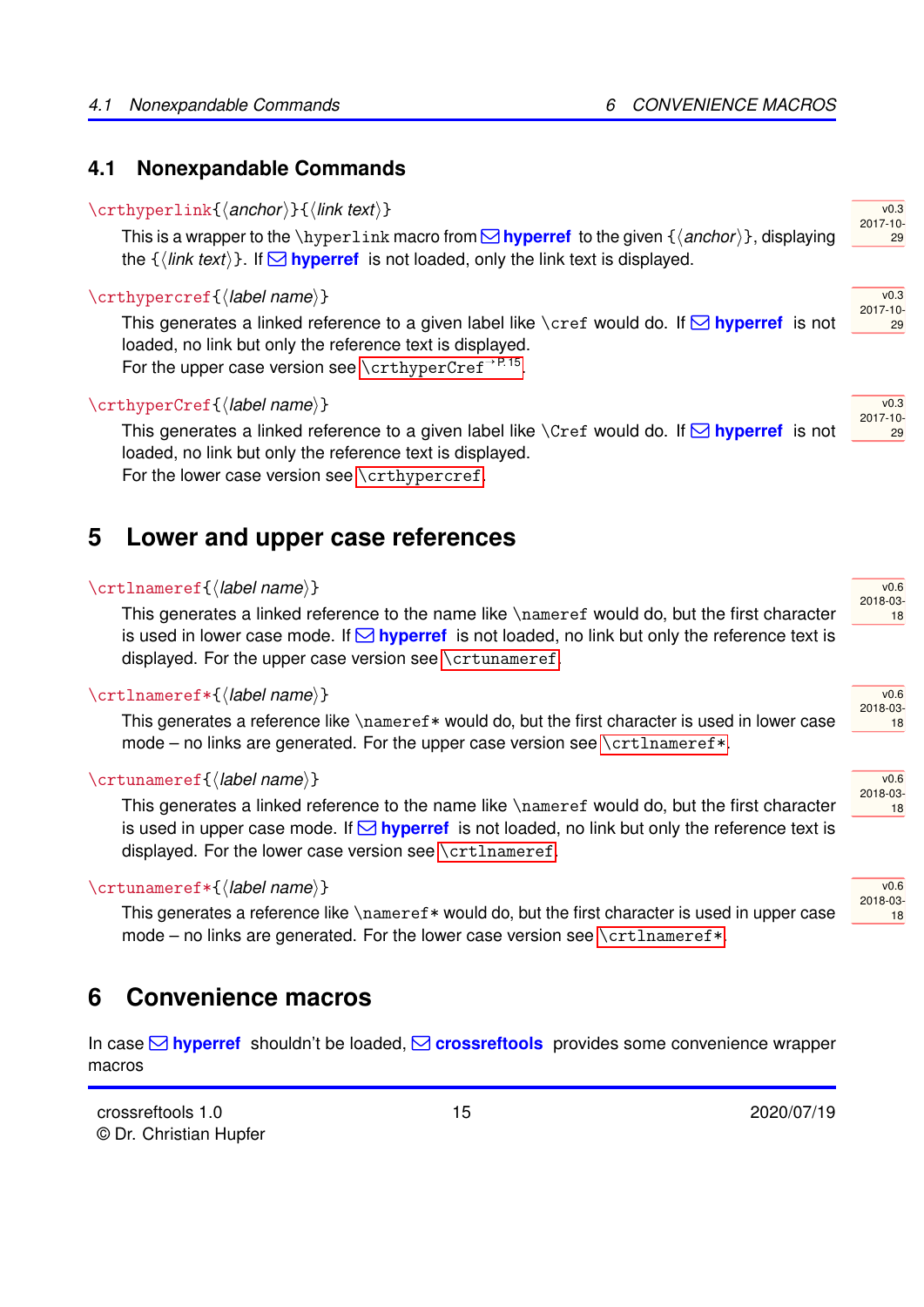## 4.1 Nonexpandable Commands

`\crthyperlink{⟨anchor⟩}{⟨link text⟩}`

v0.3 2017-10-29

This is a wrapper to the `\hyperlink` macro from ✉ **hyperref** to the given {⟨*anchor*⟩}, displaying the {⟨*link text*⟩}. If ✉ **hyperref** is not loaded, only the link text is displayed.

`\crthypercref{⟨label name⟩}`

v0.3 2017-10-29

This generates a linked reference to a given label like `\cref` would do. If ✉ **hyperref** is not loaded, no link but only the reference text is displayed.
For the upper case version see `\crthyperCref` →P. 15.

`\crthyperCref{⟨label name⟩}`

v0.3 2017-10-29

This generates a linked reference to a given label like `\Cref` would do. If ✉ **hyperref** is not loaded, no link but only the reference text is displayed.
For the lower case version see `\crthypercref`.

# 5 Lower and upper case references

`\crtlnameref{⟨label name⟩}`

v0.6 2018-03-18

This generates a linked reference to the name like `\nameref` would do, but the first character is used in lower case mode. If ✉ **hyperref** is not loaded, no link but only the reference text is displayed. For the upper case version see `\crtunameref`.

`\crtlnameref*{⟨label name⟩}`

v0.6 2018-03-18

This generates a reference like `\nameref*` would do, but the first character is used in lower case mode – no links are generated. For the upper case version see `\crtlnameref*`.

`\crtunameref{⟨label name⟩}`

v0.6 2018-03-18

This generates a linked reference to the name like `\nameref` would do, but the first character is used in upper case mode. If ✉ **hyperref** is not loaded, no link but only the reference text is displayed. For the lower case version see `\crtlnameref`.

`\crtunameref*{⟨label name⟩}`

v0.6 2018-03-18

This generates a reference like `\nameref*` would do, but the first character is used in upper case mode – no links are generated. For the lower case version see `\crtlnameref*`.

# 6 Convenience macros

In case ✉ **hyperref** shouldn't be loaded, ✉ **crossreftools** provides some convenience wrapper macros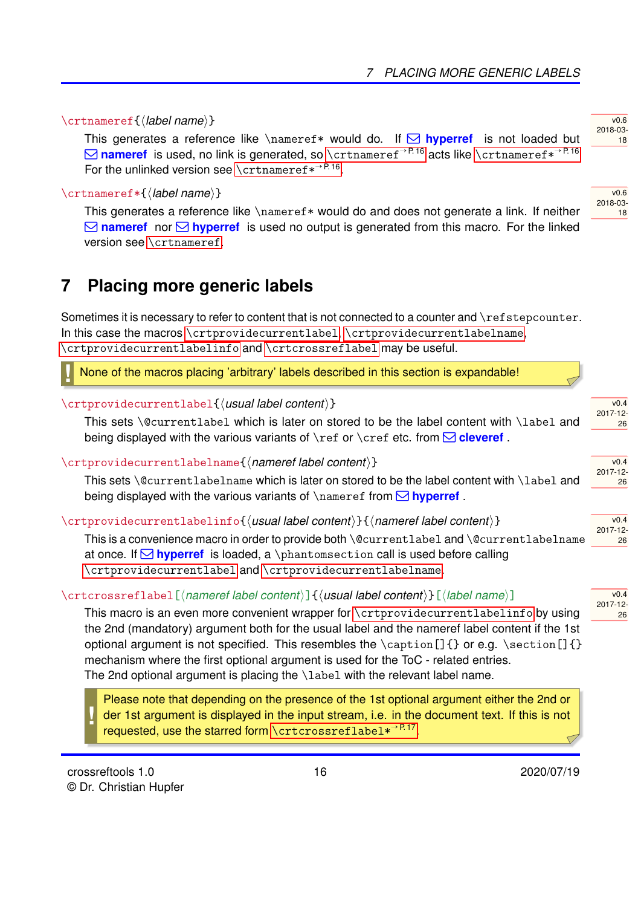`\crtnameref{⟨label name⟩}` — v0.6 2018-03-18

This generates a reference like `\nameref*` would do. If ✉ **hyperref** is not loaded but ✉ **nameref** is used, no link is generated, so `\crtnameref` →P. 16 acts like `\crtnameref*` →P. 16. For the unlinked version see `\crtnameref*` →P. 16.

`\crtnameref*{⟨label name⟩}` — v0.6 2018-03-18

This generates a reference like `\nameref*` would do and does not generate a link. If neither ✉ **nameref** nor ✉ **hyperref** is used no output is generated from this macro. For the linked version see `\crtnameref`.

# 7 Placing more generic labels

Sometimes it is necessary to refer to content that is not connected to a counter and `\refstepcounter`. In this case the macros `\crtprovidecurrentlabel`, `\crtprovidecurrentlabelname`, `\crtprovidecurrentlabelinfo` and `\crtcrossreflabel` may be useful.

> **!** None of the macros placing 'arbitrary' labels described in this section is expandable!

`\crtprovidecurrentlabel{⟨usual label content⟩}` — v0.4 2017-12-26

This sets `\@currentlabel` which is later on stored to be the label content with `\label` and being displayed with the various variants of `\ref` or `\cref` etc. from ✉ **cleveref** .

`\crtprovidecurrentlabelname{⟨nameref label content⟩}` — v0.4 2017-12-26

This sets `\@currentlabelname` which is later on stored to be the label content with `\label` and being displayed with the various variants of `\nameref` from ✉ **hyperref** .

`\crtprovidecurrentlabelinfo{⟨usual label content⟩}{⟨nameref label content⟩}` — v0.4 2017-12-26

This is a convenience macro in order to provide both `\@currentlabel` and `\@currentlabelname` at once. If ✉ **hyperref** is loaded, a `\phantomsection` call is used before calling `\crtprovidecurrentlabel` and `\crtprovidecurrentlabelname`.

`\crtcrossreflabel[⟨nameref label content⟩]{⟨usual label content⟩}[⟨label name⟩]` — v0.4 2017-12-26

This macro is an even more convenient wrapper for `\crtprovidecurrentlabelinfo` by using the 2nd (mandatory) argument both for the usual label and the nameref label content if the 1st optional argument is not specified. This resembles the `\caption[]{}` or e.g. `\section[]{}` mechanism where the first optional argument is used for the ToC - related entries.
The 2nd optional argument is placing the `\label` with the relevant label name.

> **!** Please note that depending on the presence of the 1st optional argument either the 2nd or der 1st argument is displayed in the input stream, i.e. in the document text. If this is not requested, use the starred form `\crtcrossreflabel*` →P. 17.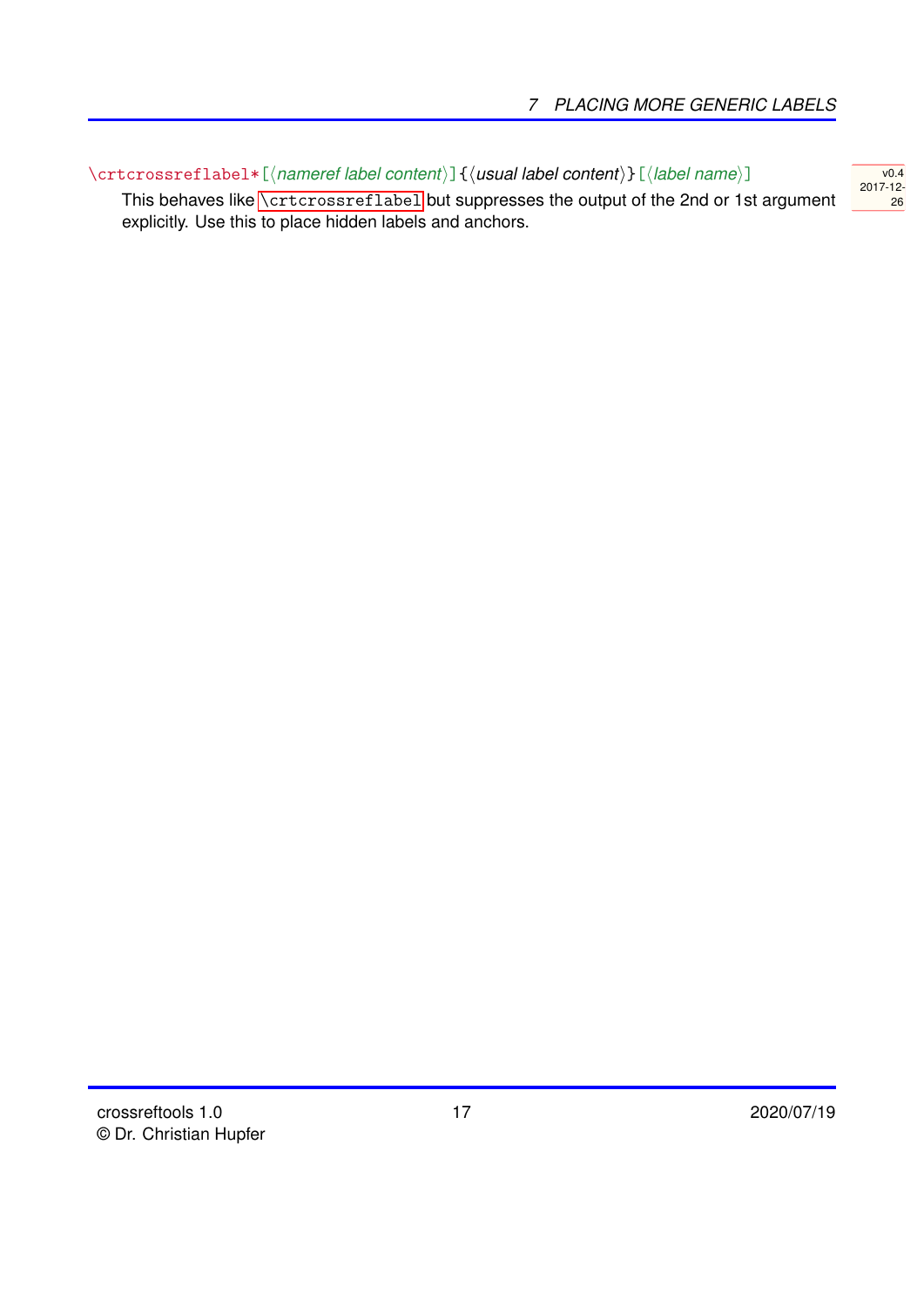`\crtcrossreflabel*[⟨nameref label content⟩]{⟨usual label content⟩}[⟨label name⟩]`

v0.4 2017-12-26

This behaves like `\crtcrossreflabel` but suppresses the output of the 2nd or 1st argument explicitly. Use this to place hidden labels and anchors.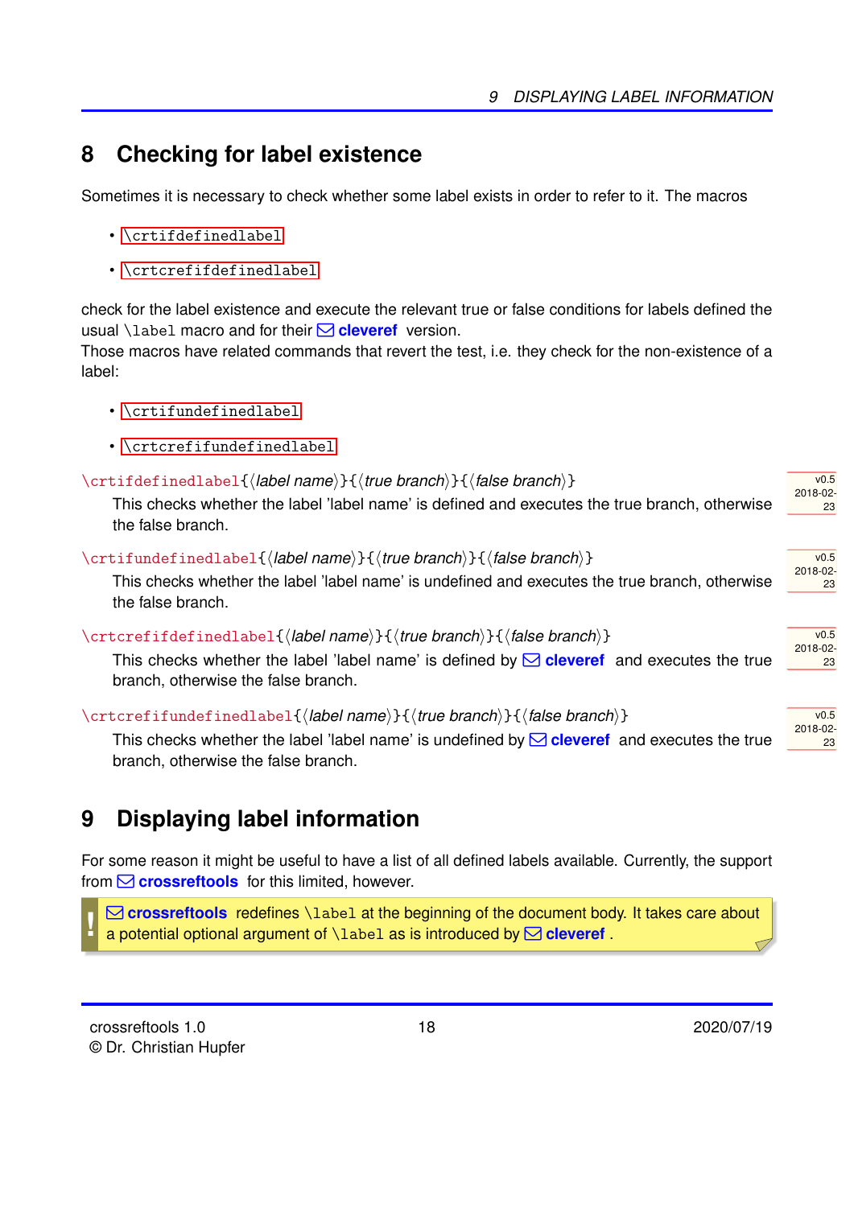## 8 Checking for label existence

Sometimes it is necessary to check whether some label exists in order to refer to it. The macros

- `\crtifdefinedlabel`
- `\crtcrefifdefinedlabel`

check for the label existence and execute the relevant true or false conditions for labels defined the usual `\label` macro and for their ✉ **cleveref** version.
Those macros have related commands that revert the test, i.e. they check for the non-existence of a label:

- `\crtifundefinedlabel`
- `\crtcrefifundefinedlabel`

`\crtifdefinedlabel{⟨label name⟩}{⟨true branch⟩}{⟨false branch⟩}` v0.5 2018-02-23

This checks whether the label 'label name' is defined and executes the true branch, otherwise the false branch.

`\crtifundefinedlabel{⟨label name⟩}{⟨true branch⟩}{⟨false branch⟩}` v0.5 2018-02-23

This checks whether the label 'label name' is undefined and executes the true branch, otherwise the false branch.

`\crtcrefifdefinedlabel{⟨label name⟩}{⟨true branch⟩}{⟨false branch⟩}` v0.5 2018-02-23

This checks whether the label 'label name' is defined by ✉ **cleveref** and executes the true branch, otherwise the false branch.

`\crtcrefifundefinedlabel{⟨label name⟩}{⟨true branch⟩}{⟨false branch⟩}` v0.5 2018-02-23

This checks whether the label 'label name' is undefined by ✉ **cleveref** and executes the true branch, otherwise the false branch.

## 9 Displaying label information

For some reason it might be useful to have a list of all defined labels available. Currently, the support from ✉ **crossreftools** for this limited, however.

> **!** ✉ **crossreftools** redefines `\label` at the beginning of the document body. It takes care about a potential optional argument of `\label` as is introduced by ✉ **cleveref** .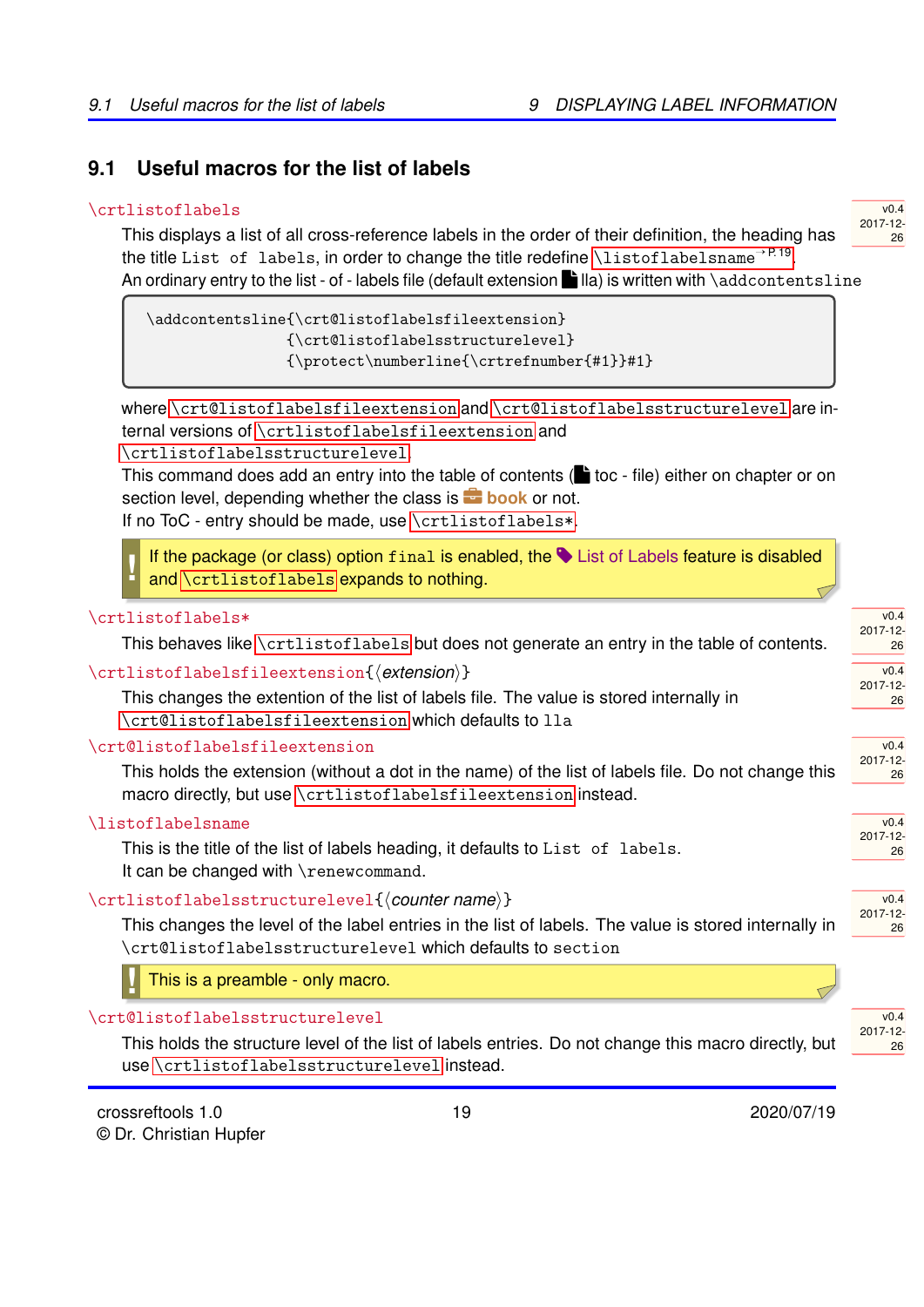## 9.1 Useful macros for the list of labels

`\crtlistoflabels`

v0.4 2017-12-26

This displays a list of all cross-reference labels in the order of their definition, the heading has the title `List of labels`, in order to change the title redefine `\listoflabelsname` →P. 19.

An ordinary entry to the list - of - labels file (default extension lla) is written with `\addcontentsline`

```
\addcontentsline{\crt@listoflabelsfileextension}
                {\crt@listoflabelsstructurelevel}
                {\protect\numberline{\crtrefnumber{#1}}#1}
```

where `\crt@listoflabelsfileextension` and `\crt@listoflabelsstructurelevel` are internal versions of `\crtlistoflabelsfileextension` and `\crtlistoflabelsstructurelevel`.

This command does add an entry into the table of contents ( toc - file) either on chapter or on section level, depending whether the class is book or not.

If no ToC - entry should be made, use `\crtlistoflabels*`.

> ! If the package (or class) option `final` is enabled, the List of Labels feature is disabled and `\crtlistoflabels` expands to nothing.

`\crtlistoflabels*`

v0.4 2017-12-26

This behaves like `\crtlistoflabels` but does not generate an entry in the table of contents.

`\crtlistoflabelsfileextension{⟨extension⟩}`

v0.4 2017-12-26

This changes the extention of the list of labels file. The value is stored internally in `\crt@listoflabelsfileextension` which defaults to `lla`

`\crt@listoflabelsfileextension`

v0.4 2017-12-26

This holds the extension (without a dot in the name) of the list of labels file. Do not change this macro directly, but use `\crtlistoflabelsfileextension` instead.

`\listoflabelsname`

v0.4 2017-12-26

This is the title of the list of labels heading, it defaults to `List of labels`.

It can be changed with `\renewcommand`.

`\crtlistoflabelsstructurelevel{⟨counter name⟩}`

v0.4 2017-12-26

This changes the level of the label entries in the list of labels. The value is stored internally in `\crt@listoflabelsstructurelevel` which defaults to `section`

> ! This is a preamble - only macro.

`\crt@listoflabelsstructurelevel`

v0.4 2017-12-26

This holds the structure level of the list of labels entries. Do not change this macro directly, but use `\crtlistoflabelsstructurelevel` instead.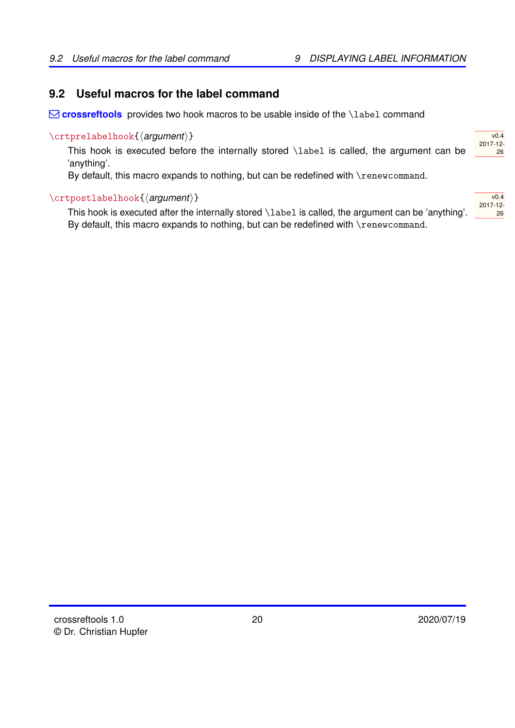## 9.2 Useful macros for the label command

**crossreftools** provides two hook macros to be usable inside of the `\label` command

`\crtprelabelhook{⟨argument⟩}`

v0.4 2017-12-26

This hook is executed before the internally stored `\label` is called, the argument can be 'anything'.
By default, this macro expands to nothing, but can be redefined with `\renewcommand`.

`\crtpostlabelhook{⟨argument⟩}`

v0.4 2017-12-26

This hook is executed after the internally stored `\label` is called, the argument can be 'anything'.
By default, this macro expands to nothing, but can be redefined with `\renewcommand`.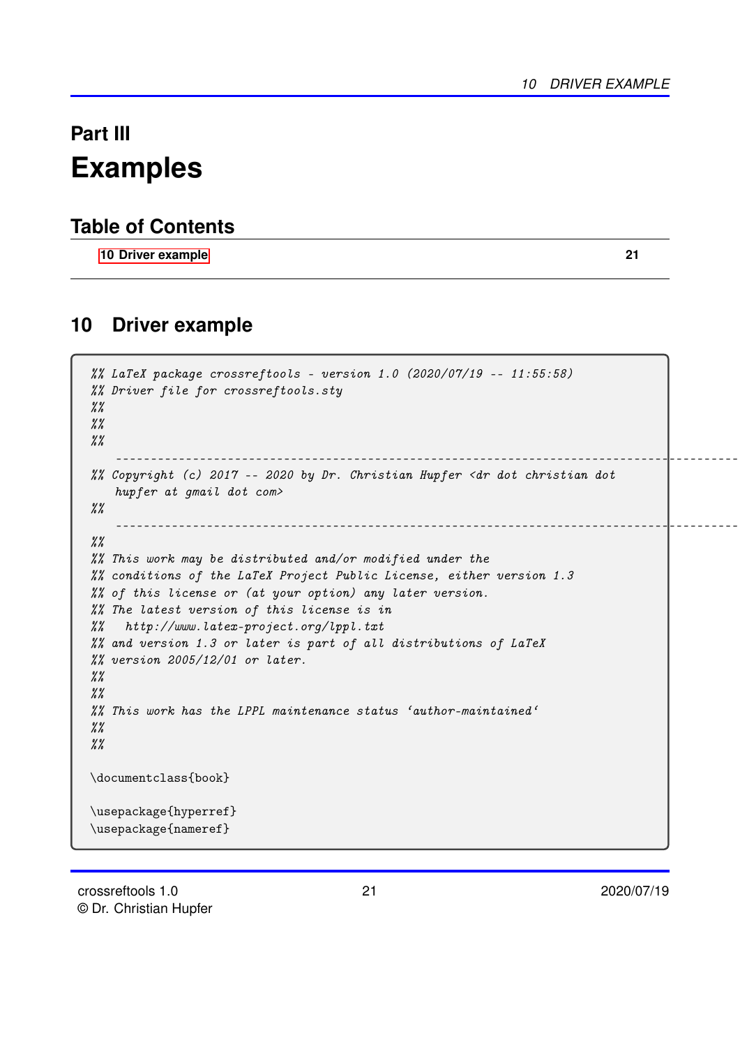# Part III
# Examples

## Table of Contents

10 Driver example 21

## 10 Driver example

```
%% LaTeX package crossreftools - version 1.0 (2020/07/19 -- 11:55:58)
%% Driver file for crossreftools.sty
%%
%%
%%
    -------------------------------------------------------------------------------------------
%% Copyright (c) 2017 -- 2020 by Dr. Christian Hupfer <dr dot christian dot
    hupfer at gmail dot com>
%%
    -------------------------------------------------------------------------------------------
%%
%% This work may be distributed and/or modified under the
%% conditions of the LaTeX Project Public License, either version 1.3
%% of this license or (at your option) any later version.
%% The latest version of this license is in
%%   http://www.latex-project.org/lppl.txt
%% and version 1.3 or later is part of all distributions of LaTeX
%% version 2005/12/01 or later.
%%
%%
%% This work has the LPPL maintenance status `author-maintained`
%%
%%

\documentclass{book}

\usepackage{hyperref}
\usepackage{nameref}
```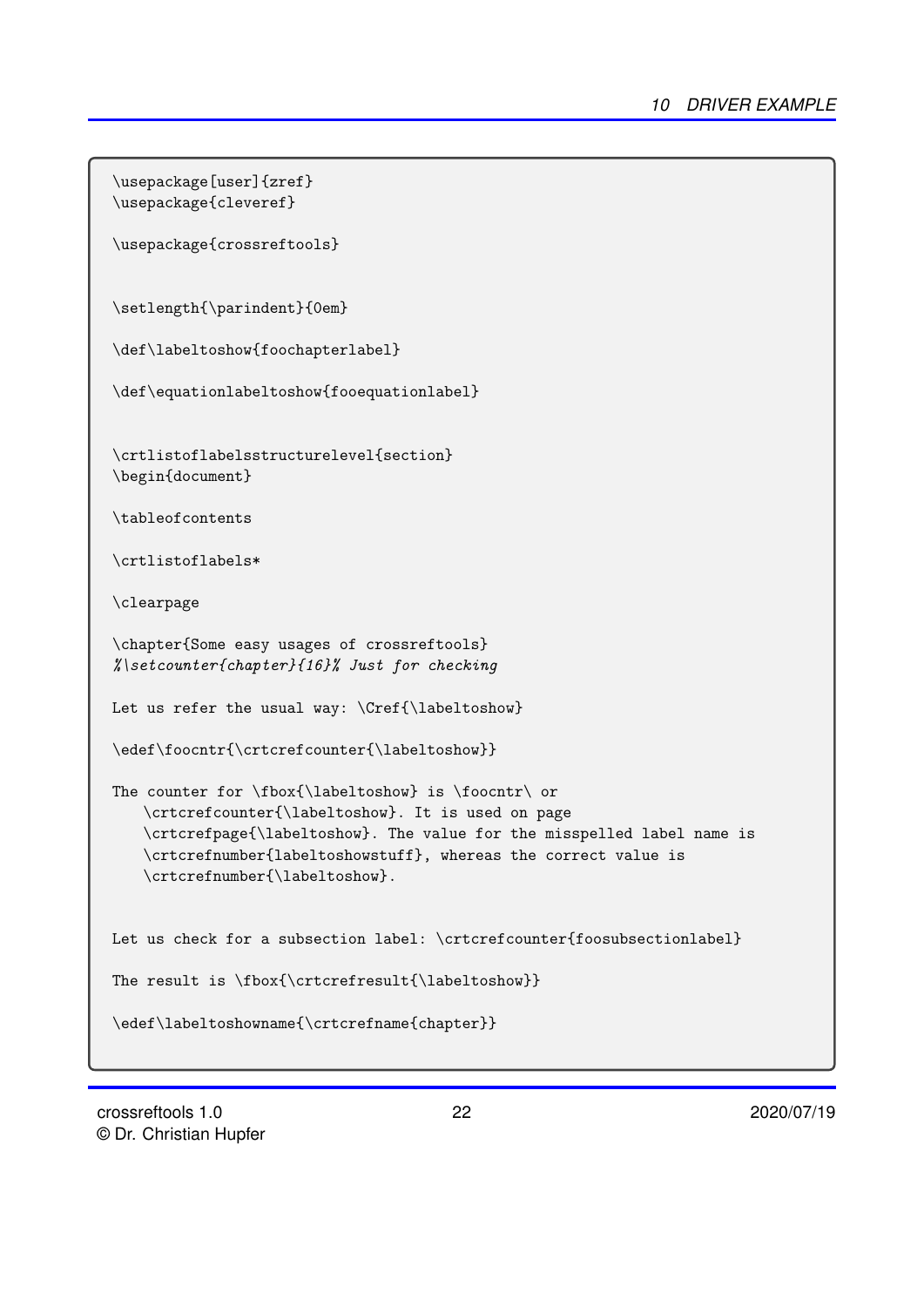```
\usepackage[user]{zref}
\usepackage{cleveref}

\usepackage{crossreftools}


\setlength{\parindent}{0em}

\def\labeltoshow{foochapterlabel}

\def\equationlabeltoshow{fooequationlabel}


\crtlistoflabelsstructurelevel{section}
\begin{document}

\tableofcontents

\crtlistoflabels*

\clearpage

\chapter{Some easy usages of crossreftools}
%\setcounter{chapter}{16}% Just for checking

Let us refer the usual way: \Cref{\labeltoshow}

\edef\foocntr{\crtcrefcounter{\labeltoshow}}

The counter for \fbox{\labeltoshow} is \foocntr\ or
   \crtcrefcounter{\labeltoshow}. It is used on page
   \crtcrefpage{\labeltoshow}. The value for the misspelled label name is
   \crtcrefnumber{labeltoshowstuff}, whereas the correct value is
   \crtcrefnumber{\labeltoshow}.


Let us check for a subsection label: \crtcrefcounter{foosubsectionlabel}

The result is \fbox{\crtcrefresult{\labeltoshow}}

\edef\labeltoshowname{\crtcrefname{chapter}}
```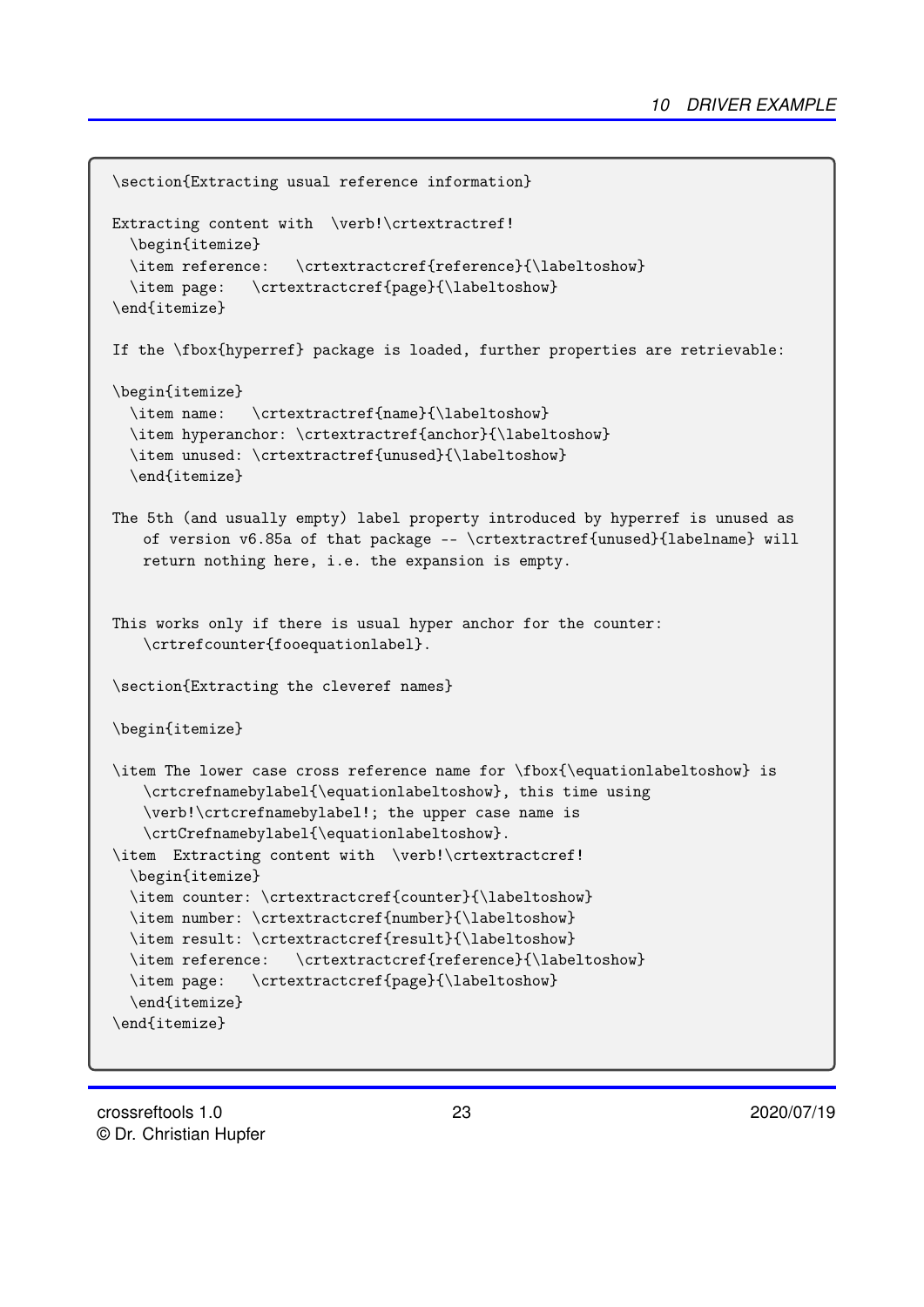```
\section{Extracting usual reference information}

Extracting content with  \verb!\crtextractref!
  \begin{itemize}
  \item reference:   \crtextractcref{reference}{\labeltoshow}
  \item page:   \crtextractcref{page}{\labeltoshow}
\end{itemize}

If the \fbox{hyperref} package is loaded, further properties are retrievable:

\begin{itemize}
  \item name:   \crtextractref{name}{\labeltoshow}
  \item hyperanchor: \crtextractref{anchor}{\labeltoshow}
  \item unused: \crtextractref{unused}{\labeltoshow}
  \end{itemize}

The 5th (and usually empty) label property introduced by hyperref is unused as
    of version v6.85a of that package -- \crtextractref{unused}{labelname} will
    return nothing here, i.e. the expansion is empty.


This works only if there is usual hyper anchor for the counter:
    \crtrefcounter{fooequationlabel}.

\section{Extracting the cleveref names}

\begin{itemize}

\item The lower case cross reference name for \fbox{\equationlabeltoshow} is
    \crtcrefnamebylabel{\equationlabeltoshow}, this time using
    \verb!\crtcrefnamebylabel!; the upper case name is
    \crtCrefnamebylabel{\equationlabeltoshow}.
\item  Extracting content with  \verb!\crtextractcref!
  \begin{itemize}
  \item counter: \crtextractcref{counter}{\labeltoshow}
  \item number: \crtextractcref{number}{\labeltoshow}
  \item result: \crtextractcref{result}{\labeltoshow}
  \item reference:   \crtextractcref{reference}{\labeltoshow}
  \item page:   \crtextractcref{page}{\labeltoshow}
  \end{itemize}
\end{itemize}
```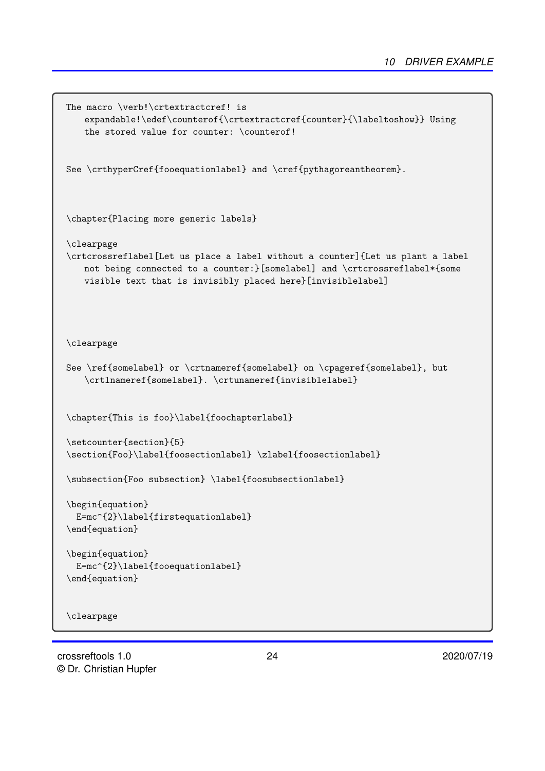```
The macro \verb!\crtextractcref! is
    expandable!\edef\counterof{\crtextractcref{counter}{\labeltoshow}} Using
    the stored value for counter: \counterof!


See \crthyperCref{fooequationlabel} and \cref{pythagoreantheorem}.



\chapter{Placing more generic labels}

\clearpage
\crtcrossreflabel[Let us place a label without a counter]{Let us plant a label
    not being connected to a counter:}[somelabel] and \crtcrossreflabel*{some
    visible text that is invisibly placed here}[invisiblelabel]




\clearpage

See \ref{somelabel} or \crtnameref{somelabel} on \cpageref{somelabel}, but
    \crtlnameref{somelabel}. \crtunameref{invisiblelabel}


\chapter{This is foo}\label{foochapterlabel}

\setcounter{section}{5}
\section{Foo}\label{foosectionlabel} \zlabel{foosectionlabel}

\subsection{Foo subsection} \label{foosubsectionlabel}

\begin{equation}
  E=mc^{2}\label{firstequationlabel}
\end{equation}

\begin{equation}
  E=mc^{2}\label{fooequationlabel}
\end{equation}


\clearpage
```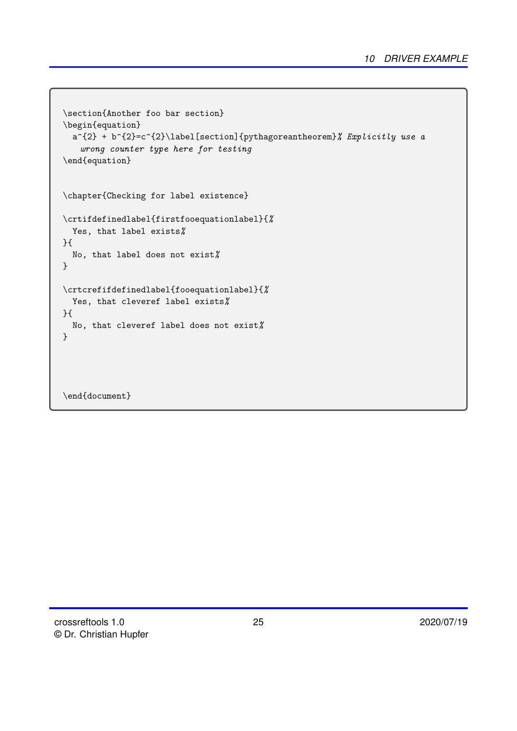```
\section{Another foo bar section}
\begin{equation}
  a^{2} + b^{2}=c^{2}\label[section]{pythagoreantheorem}% Explicitly use a
    wrong counter type here for testing
\end{equation}


\chapter{Checking for label existence}

\crtifdefinedlabel{firstfooequationlabel}{%
  Yes, that label exists%
}{
  No, that label does not exist%
}

\crtcrefifdefinedlabel{fooequationlabel}{%
  Yes, that cleveref label exists%
}{
  No, that cleveref label does not exist%
}




\end{document}
```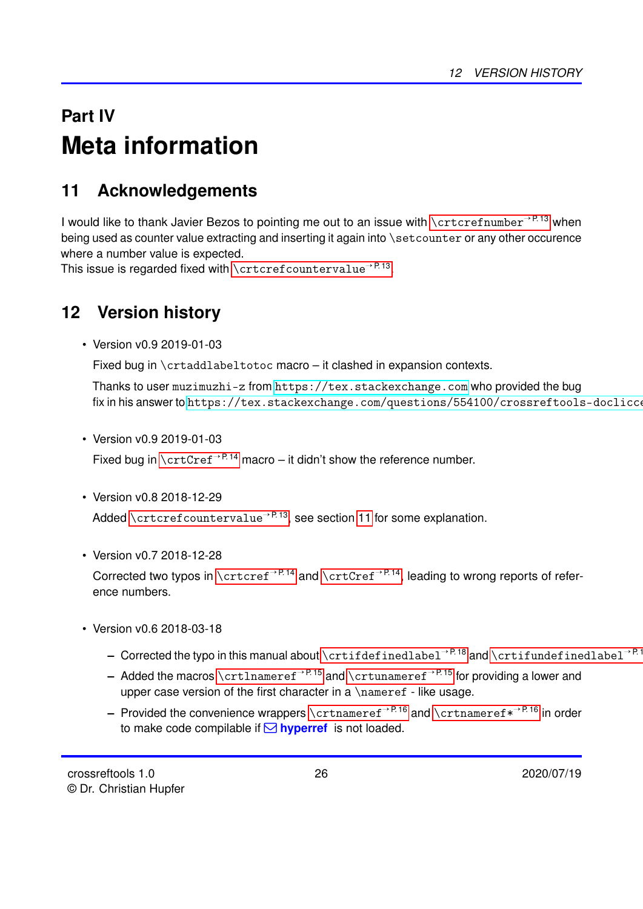# Part IV

# Meta information

## 11 Acknowledgements

I would like to thank Javier Bezos to pointing me out to an issue with `\crtcrefnumber` →P. 13 when being used as counter value extracting and inserting it again into `\setcounter` or any other occurence where a number value is expected.
This issue is regarded fixed with `\crtcrefcountervalue` →P. 13.

## 12 Version history

- Version v0.9 2019-01-03

  Fixed bug in `\crtaddlabeltotoc` macro – it clashed in expansion contexts.

  Thanks to user `muzimuzhi-z` from `https://tex.stackexchange.com` who provided the bug fix in his answer to `https://tex.stackexchange.com/questions/554100/crossreftools-doclicce`

- Version v0.9 2019-01-03

  Fixed bug in `\crtCref` →P. 14 macro – it didn't show the reference number.

- Version v0.8 2018-12-29

  Added `\crtcrefcountervalue` →P. 13, see section 11 for some explanation.

- Version v0.7 2018-12-28

  Corrected two typos in `\crtcref` →P. 14 and `\crtCref` →P. 14, leading to wrong reports of reference numbers.

- Version v0.6 2018-03-18

  – Corrected the typo in this manual about `\crtifdefinedlabel` →P. 18 and `\crtifundefinedlabel` →P. 1
  – Added the macros `\crtlnameref` →P. 15 and `\crtunameref` →P. 15 for providing a lower and upper case version of the first character in a `\nameref` - like usage.
  – Provided the convenience wrappers `\crtnameref` →P. 16 and `\crtnameref*` →P. 16 in order to make code compilable if **hyperref** is not loaded.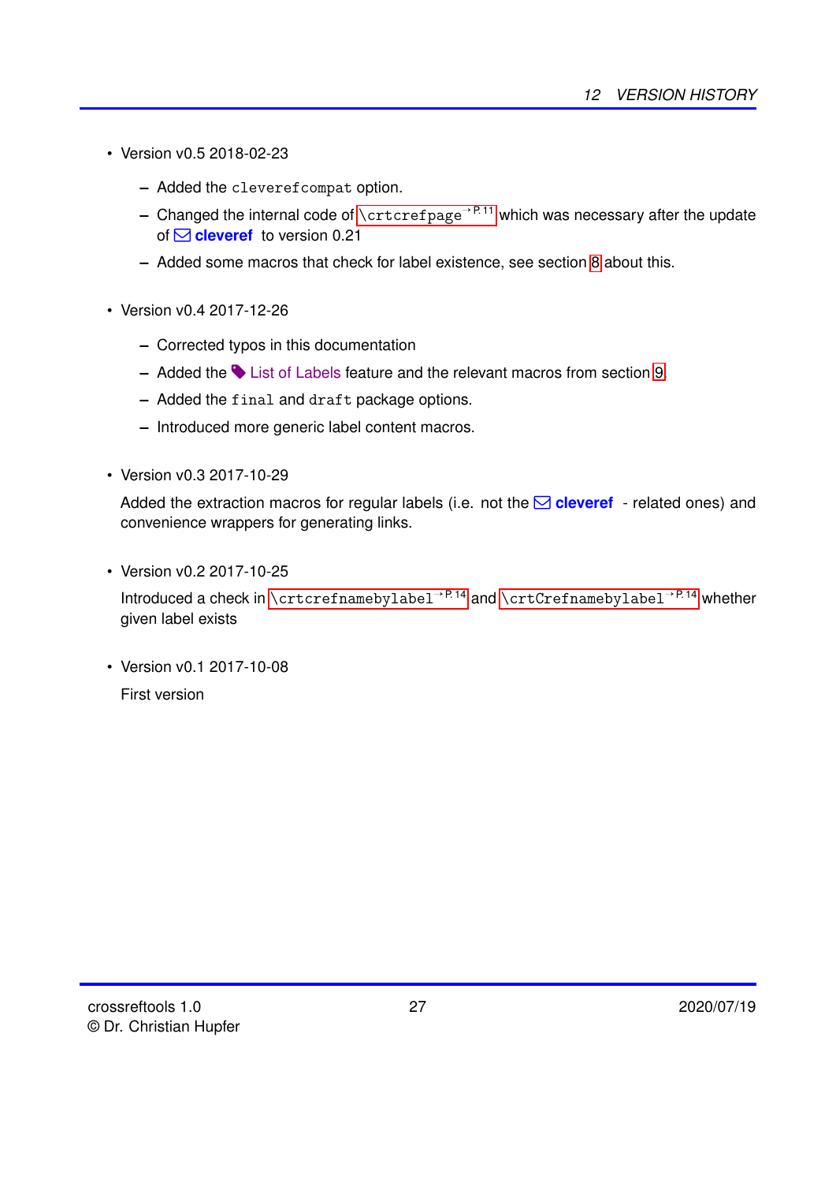- Version v0.5 2018-02-23
  - Added the `cleverefcompat` option.
  - Changed the internal code of `\crtcrefpage` →P. 11 which was necessary after the update of cleveref to version 0.21
  - Added some macros that check for label existence, see section 8 about this.

- Version v0.4 2017-12-26
  - Corrected typos in this documentation
  - Added the List of Labels feature and the relevant macros from section 9.
  - Added the `final` and `draft` package options.
  - Introduced more generic label content macros.

- Version v0.3 2017-10-29

  Added the extraction macros for regular labels (i.e. not the cleveref - related ones) and convenience wrappers for generating links.

- Version v0.2 2017-10-25

  Introduced a check in `\crtcrefnamebylabel` →P. 14 and `\crtCrefnamebylabel` →P. 14 whether given label exists

- Version v0.1 2017-10-08

  First version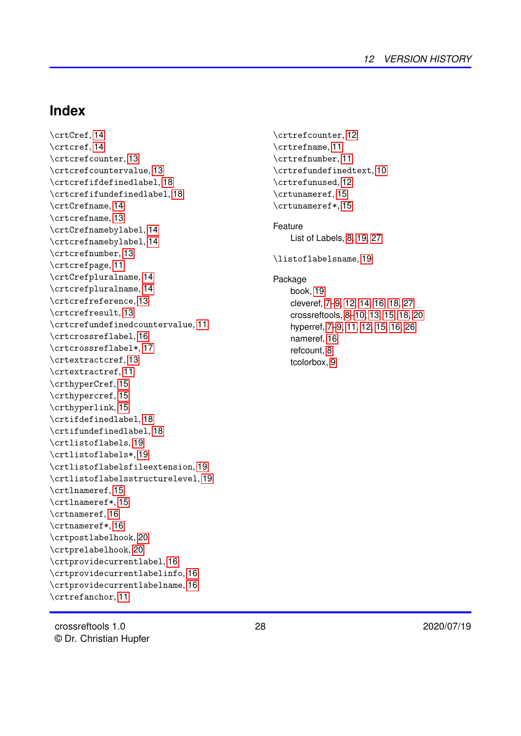# Index

\crtCref, 14
\crtcref, 14
\crtcrefcounter, 13
\crtcrefcountervalue, 13
\crtcrefifdefinedlabel, 18
\crtcrefifundefinedlabel, 18
\crtCrefname, 14
\crtcrefname, 13
\crtCrefnamebylabel, 14
\crtcrefnamebylabel, 14
\crtcrefnumber, 13
\crtcrefpage, 11
\crtCrefpluralname, 14
\crtcrefpluralname, 14
\crtcrefreference, 13
\crtcrefresult, 13
\crtcrefundefinedcountervalue, 11
\crtcrossreflabel, 16
\crtcrossreflabel*, 17
\crtextractcref, 13
\crtextractref, 11
\crthyperCref, 15
\crthypercref, 15
\crthyperlink, 15
\crtifdefinedlabel, 18
\crtifundefinedlabel, 18
\crtlistoflabels, 19
\crtlistoflabels*, 19
\crtlistoflabelsfileextension, 19
\crtlistoflabelsstructurelevel, 19
\crtlnameref, 15
\crtlnameref*, 15
\crtnameref, 16
\crtnameref*, 16
\crtpostlabelhook, 20
\crtprelabelhook, 20
\crtprovidecurrentlabel, 16
\crtprovidecurrentlabelinfo, 16
\crtprovidecurrentlabelname, 16
\crtrefanchor, 11
\crtrefcounter, 12
\crtrefname, 11
\crtrefnumber, 11
\crtrefundefinedtext, 10
\crtrefunused, 12
\crtunameref, 15
\crtunameref*, 15

Feature
- List of Labels, 8, 19, 27

\listoflabelsname, 19

Package
- book, 19
- cleveref, 7–9, 12, 14, 16, 18, 27
- crossreftools, 8–10, 13, 15, 18, 20
- hyperref, 7–9, 11, 12, 15, 16, 26
- nameref, 16
- refcount, 8
- tcolorbox, 9